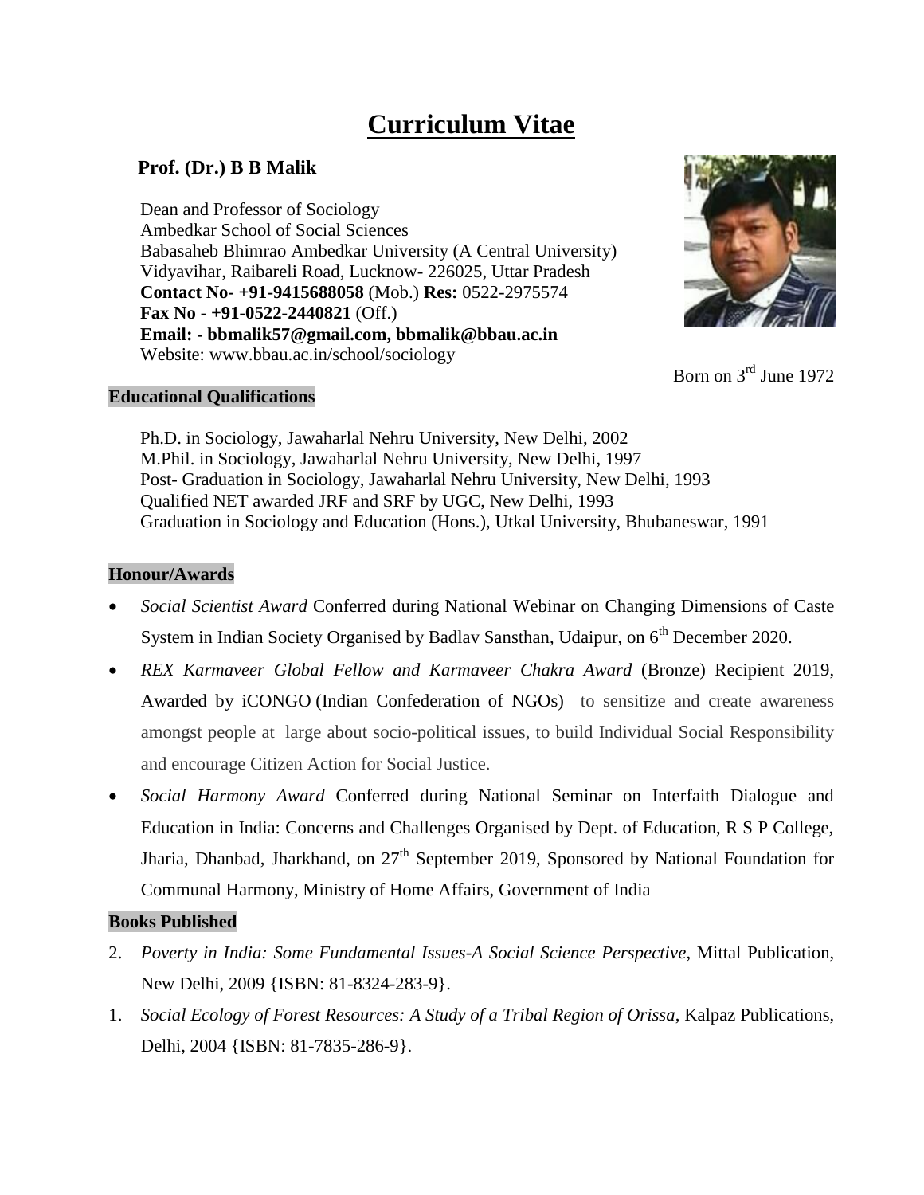# Curriculum Vitae

**Prof. (Dr.) B B Malik**

Dean and Professor of Sociology
Ambedkar School of Social Sciences
Babasaheb Bhimrao Ambedkar University (A Central University)
Vidyavihar, Raibareli Road, Lucknow- 226025, Uttar Pradesh
**Contact No- +91-9415688058** (Mob.) **Res:** 0522-2975574
**Fax No - +91-0522-2440821** (Off.)
**Email: - bbmalik57@gmail.com, bbmalik@bbau.ac.in**
Website: www.bbau.ac.in/school/sociology

Born on 3rd June 1972

## Educational Qualifications

Ph.D. in Sociology, Jawaharlal Nehru University, New Delhi, 2002
M.Phil. in Sociology, Jawaharlal Nehru University, New Delhi, 1997
Post- Graduation in Sociology, Jawaharlal Nehru University, New Delhi, 1993
Qualified NET awarded JRF and SRF by UGC, New Delhi, 1993
Graduation in Sociology and Education (Hons.), Utkal University, Bhubaneswar, 1991

## Honour/Awards

- *Social Scientist Award* Conferred during National Webinar on Changing Dimensions of Caste System in Indian Society Organised by Badlav Sansthan, Udaipur, on 6th December 2020.
- *REX Karmaveer Global Fellow and Karmaveer Chakra Award* (Bronze) Recipient 2019, Awarded by iCONGO (Indian Confederation of NGOs) to sensitize and create awareness amongst people at large about socio-political issues, to build Individual Social Responsibility and encourage Citizen Action for Social Justice.
- *Social Harmony Award* Conferred during National Seminar on Interfaith Dialogue and Education in India: Concerns and Challenges Organised by Dept. of Education, R S P College, Jharia, Dhanbad, Jharkhand, on 27th September 2019, Sponsored by National Foundation for Communal Harmony, Ministry of Home Affairs, Government of India

## Books Published

2. *Poverty in India: Some Fundamental Issues-A Social Science Perspective*, Mittal Publication, New Delhi, 2009 {ISBN: 81-8324-283-9}.
1. *Social Ecology of Forest Resources: A Study of a Tribal Region of Orissa*, Kalpaz Publications, Delhi, 2004 {ISBN: 81-7835-286-9}.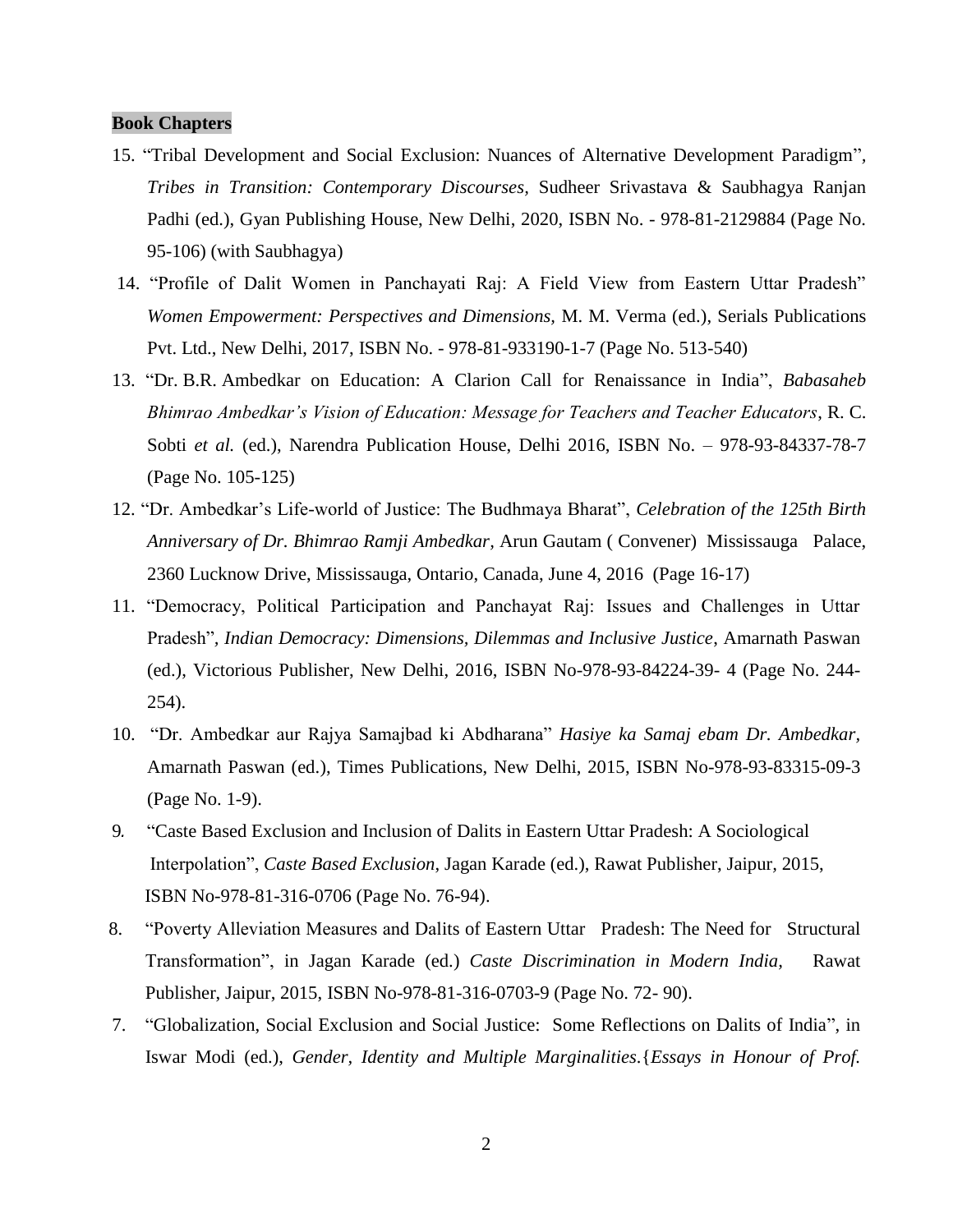**Book Chapters**

15. "Tribal Development and Social Exclusion: Nuances of Alternative Development Paradigm", *Tribes in Transition: Contemporary Discourses*, Sudheer Srivastava & Saubhagya Ranjan Padhi (ed.), Gyan Publishing House, New Delhi, 2020, ISBN No. - 978-81-2129884 (Page No. 95-106) (with Saubhagya)

14. "Profile of Dalit Women in Panchayati Raj: A Field View from Eastern Uttar Pradesh" *Women Empowerment: Perspectives and Dimensions,* M. M. Verma (ed.), Serials Publications Pvt. Ltd., New Delhi, 2017, ISBN No. - 978-81-933190-1-7 (Page No. 513-540)

13. "Dr. B.R. Ambedkar on Education: A Clarion Call for Renaissance in India", *Babasaheb Bhimrao Ambedkar's Vision of Education: Message for Teachers and Teacher Educators*, R. C. Sobti *et al.* (ed.), Narendra Publication House, Delhi 2016, ISBN No. – 978-93-84337-78-7 (Page No. 105-125)

12. "Dr. Ambedkar's Life-world of Justice: The Budhmaya Bharat", *Celebration of the 125th Birth Anniversary of Dr. Bhimrao Ramji Ambedkar*, Arun Gautam ( Convener) Mississauga Palace, 2360 Lucknow Drive, Mississauga, Ontario, Canada, June 4, 2016 (Page 16-17)

11. "Democracy, Political Participation and Panchayat Raj: Issues and Challenges in Uttar Pradesh", *Indian Democracy: Dimensions, Dilemmas and Inclusive Justice*, Amarnath Paswan (ed.), Victorious Publisher, New Delhi, 2016, ISBN No-978-93-84224-39- 4 (Page No. 244-254).

10. "Dr. Ambedkar aur Rajya Samajbad ki Abdharana" *Hasiye ka Samaj ebam Dr. Ambedkar,* Amarnath Paswan (ed.), Times Publications, New Delhi, 2015, ISBN No-978-93-83315-09-3 (Page No. 1-9).

9. "Caste Based Exclusion and Inclusion of Dalits in Eastern Uttar Pradesh: A Sociological Interpolation", *Caste Based Exclusion*, Jagan Karade (ed.), Rawat Publisher, Jaipur, 2015, ISBN No-978-81-316-0706 (Page No. 76-94).

8. "Poverty Alleviation Measures and Dalits of Eastern Uttar Pradesh: The Need for Structural Transformation", in Jagan Karade (ed.) *Caste Discrimination in Modern India*, Rawat Publisher, Jaipur, 2015, ISBN No-978-81-316-0703-9 (Page No. 72- 90).

7. "Globalization, Social Exclusion and Social Justice: Some Reflections on Dalits of India", in Iswar Modi (ed.), *Gender, Identity and Multiple Marginalities.*{*Essays in Honour of Prof.*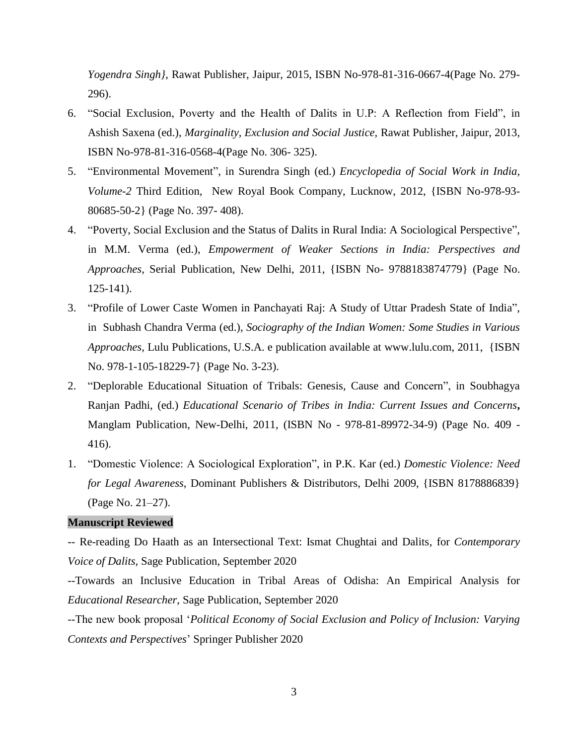*Yogendra Singh}*, Rawat Publisher, Jaipur, 2015, ISBN No-978-81-316-0667-4(Page No. 279-296).

6. "Social Exclusion, Poverty and the Health of Dalits in U.P: A Reflection from Field", in Ashish Saxena (ed.), *Marginality, Exclusion and Social Justice*, Rawat Publisher, Jaipur, 2013, ISBN No-978-81-316-0568-4(Page No. 306- 325).
5. "Environmental Movement", in Surendra Singh (ed.) *Encyclopedia of Social Work in India, Volume-2* Third Edition, New Royal Book Company, Lucknow, 2012, {ISBN No-978-93-80685-50-2} (Page No. 397- 408).
4. "Poverty, Social Exclusion and the Status of Dalits in Rural India: A Sociological Perspective", in M.M. Verma (ed.), *Empowerment of Weaker Sections in India: Perspectives and Approaches*, Serial Publication, New Delhi, 2011, {ISBN No- 9788183874779} (Page No. 125-141).
3. "Profile of Lower Caste Women in Panchayati Raj: A Study of Uttar Pradesh State of India", in Subhash Chandra Verma (ed.), *Sociography of the Indian Women: Some Studies in Various Approaches*, Lulu Publications, U.S.A. e publication available at www.lulu.com, 2011, {ISBN No. 978-1-105-18229-7} (Page No. 3-23).
2. "Deplorable Educational Situation of Tribals: Genesis, Cause and Concern", in Soubhagya Ranjan Padhi, (ed.) *Educational Scenario of Tribes in India: Current Issues and Concerns***,** Manglam Publication, New-Delhi, 2011, (ISBN No - 978-81-89972-34-9) (Page No. 409 - 416).
1. "Domestic Violence: A Sociological Exploration", in P.K. Kar (ed.) *Domestic Violence: Need for Legal Awareness*, Dominant Publishers & Distributors, Delhi 2009, {ISBN 8178886839} (Page No. 21–27).

**Manuscript Reviewed**

-- Re-reading Do Haath as an Intersectional Text: Ismat Chughtai and Dalits, for *Contemporary Voice of Dalits*, Sage Publication, September 2020

--Towards an Inclusive Education in Tribal Areas of Odisha: An Empirical Analysis for *Educational Researcher*, Sage Publication, September 2020

--The new book proposal '*Political Economy of Social Exclusion and Policy of Inclusion: Varying Contexts and Perspectives*' Springer Publisher 2020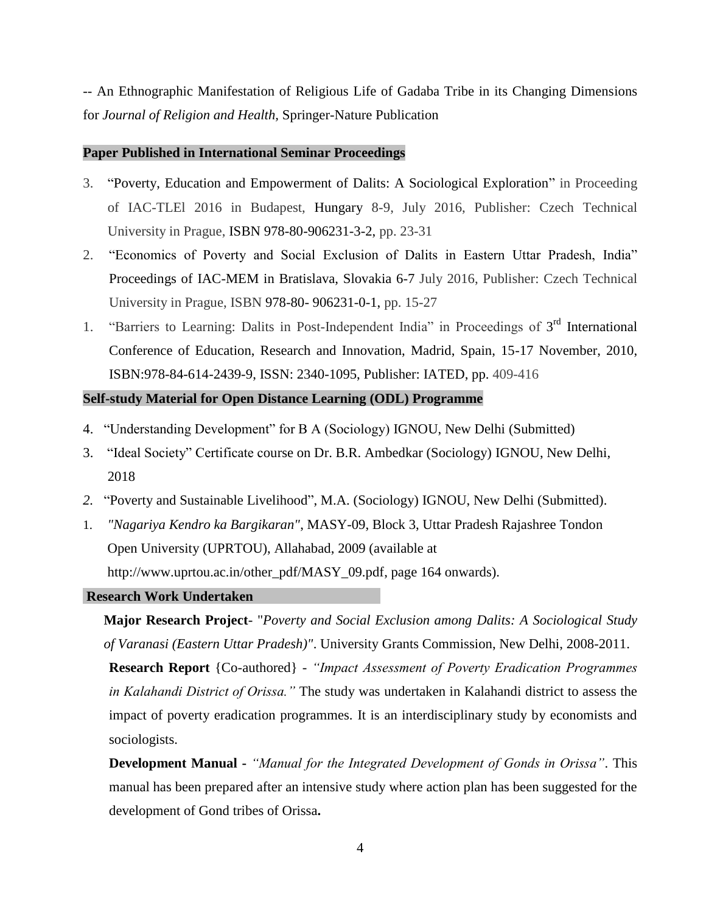-- An Ethnographic Manifestation of Religious Life of Gadaba Tribe in its Changing Dimensions for *Journal of Religion and Health,* Springer-Nature Publication

## Paper Published in International Seminar Proceedings

3. "Poverty, Education and Empowerment of Dalits: A Sociological Exploration" in Proceeding of IAC-TLEl 2016 in Budapest, Hungary 8-9, July 2016, Publisher: Czech Technical University in Prague, ISBN 978-80-906231-3-2, pp. 23-31
2. "Economics of Poverty and Social Exclusion of Dalits in Eastern Uttar Pradesh, India" Proceedings of IAC-MEM in Bratislava, Slovakia 6-7 July 2016, Publisher: Czech Technical University in Prague, ISBN 978-80- 906231-0-1, pp. 15-27
1. "Barriers to Learning: Dalits in Post-Independent India" in Proceedings of 3rd International Conference of Education, Research and Innovation, Madrid, Spain, 15-17 November, 2010, ISBN:978-84-614-2439-9, ISSN: 2340-1095, Publisher: IATED, pp. 409-416

## Self-study Material for Open Distance Learning (ODL) Programme

4. "Understanding Development" for B A (Sociology) IGNOU, New Delhi (Submitted)
3. "Ideal Society" Certificate course on Dr. B.R. Ambedkar (Sociology) IGNOU, New Delhi, 2018
2. "Poverty and Sustainable Livelihood", M.A. (Sociology) IGNOU, New Delhi (Submitted).
1. *"Nagariya Kendro ka Bargikaran"*, MASY-09, Block 3, Uttar Pradesh Rajashree Tondon Open University (UPRTOU), Allahabad, 2009 (available at http://www.uprtou.ac.in/other_pdf/MASY_09.pdf, page 164 onwards).

## Research Work Undertaken

**Major Research Project**- "*Poverty and Social Exclusion among Dalits: A Sociological Study of Varanasi (Eastern Uttar Pradesh)"*. University Grants Commission, New Delhi, 2008-2011.

**Research Report** {Co-authored} - *"Impact Assessment of Poverty Eradication Programmes in Kalahandi District of Orissa."* The study was undertaken in Kalahandi district to assess the impact of poverty eradication programmes. It is an interdisciplinary study by economists and sociologists.

**Development Manual -** *"Manual for the Integrated Development of Gonds in Orissa"*. This manual has been prepared after an intensive study where action plan has been suggested for the development of Gond tribes of Orissa**.**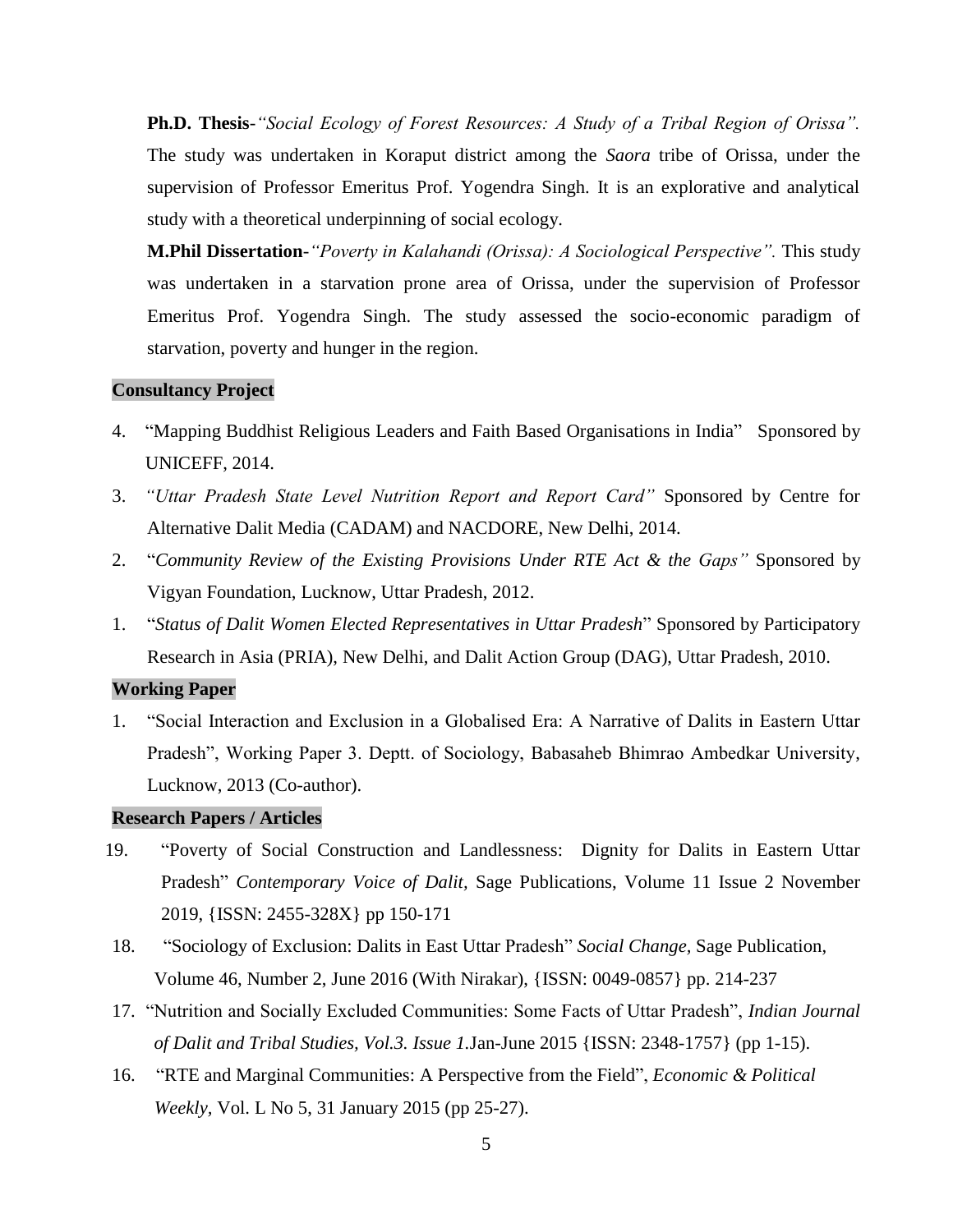**Ph.D. Thesis**-*"Social Ecology of Forest Resources: A Study of a Tribal Region of Orissa".* The study was undertaken in Koraput district among the *Saora* tribe of Orissa, under the supervision of Professor Emeritus Prof. Yogendra Singh. It is an explorative and analytical study with a theoretical underpinning of social ecology.

**M.Phil Dissertation**-*"Poverty in Kalahandi (Orissa): A Sociological Perspective".* This study was undertaken in a starvation prone area of Orissa, under the supervision of Professor Emeritus Prof. Yogendra Singh. The study assessed the socio-economic paradigm of starvation, poverty and hunger in the region.

**Consultancy Project**

4. "Mapping Buddhist Religious Leaders and Faith Based Organisations in India" Sponsored by UNICEFF, 2014.
3. *"Uttar Pradesh State Level Nutrition Report and Report Card"* Sponsored by Centre for Alternative Dalit Media (CADAM) and NACDORE, New Delhi, 2014.
2. "*Community Review of the Existing Provisions Under RTE Act & the Gaps"* Sponsored by Vigyan Foundation, Lucknow, Uttar Pradesh, 2012.
1. "*Status of Dalit Women Elected Representatives in Uttar Pradesh*" Sponsored by Participatory Research in Asia (PRIA), New Delhi, and Dalit Action Group (DAG), Uttar Pradesh, 2010.

**Working Paper**

1. "Social Interaction and Exclusion in a Globalised Era: A Narrative of Dalits in Eastern Uttar Pradesh", Working Paper 3. Deptt. of Sociology, Babasaheb Bhimrao Ambedkar University, Lucknow, 2013 (Co-author).

**Research Papers / Articles**

19. "Poverty of Social Construction and Landlessness: Dignity for Dalits in Eastern Uttar Pradesh" *Contemporary Voice of Dalit,* Sage Publications, Volume 11 Issue 2 November 2019, {ISSN: 2455-328X} pp 150-171
18. "Sociology of Exclusion: Dalits in East Uttar Pradesh" *Social Change,* Sage Publication, Volume 46, Number 2, June 2016 (With Nirakar), {ISSN: 0049-0857} pp. 214-237
17. "Nutrition and Socially Excluded Communities: Some Facts of Uttar Pradesh", *Indian Journal of Dalit and Tribal Studies, Vol.3. Issue 1.*Jan-June 2015 {ISSN: 2348-1757} (pp 1-15).
16. "RTE and Marginal Communities: A Perspective from the Field", *Economic & Political Weekly*, Vol. L No 5, 31 January 2015 (pp 25-27).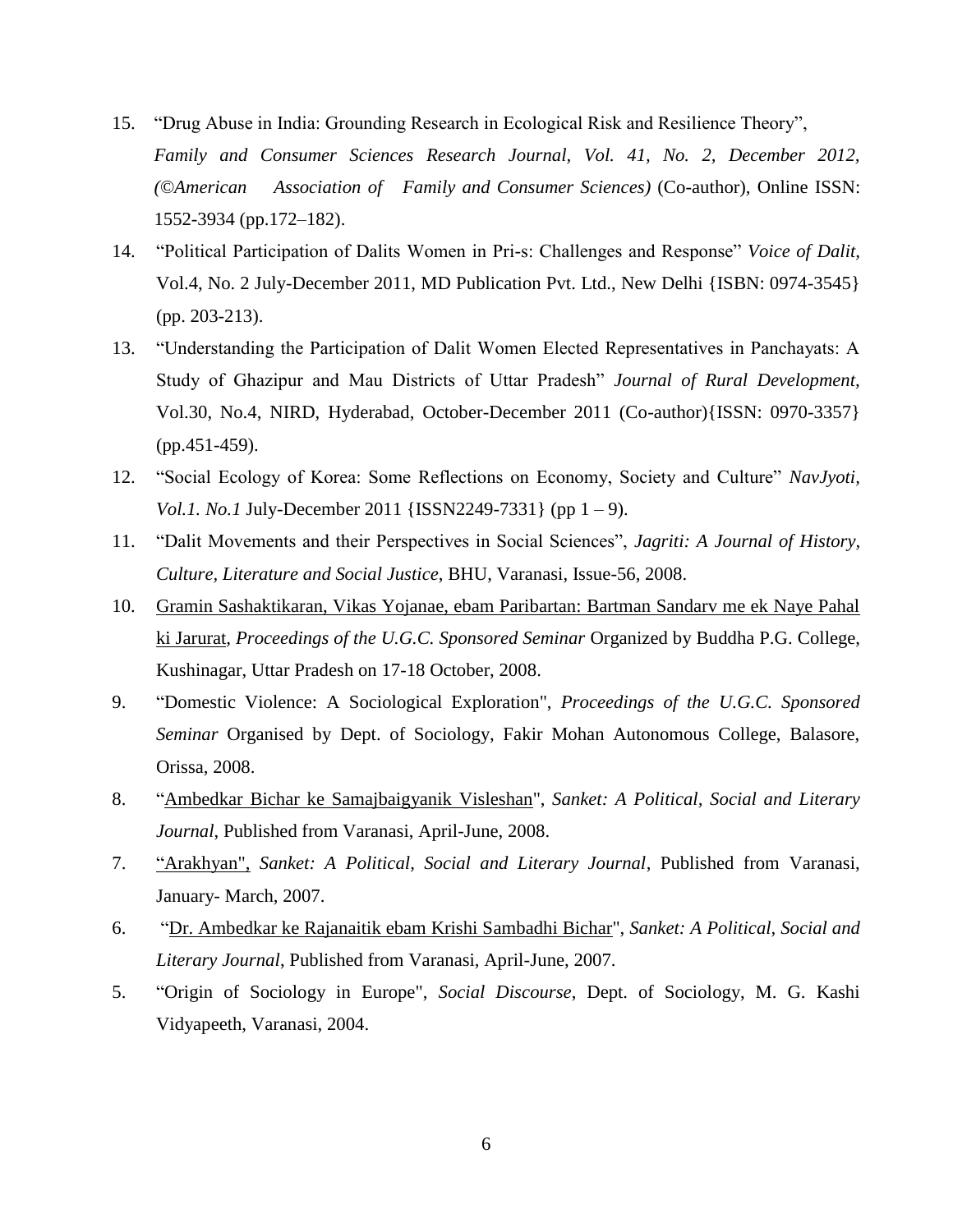15. "Drug Abuse in India: Grounding Research in Ecological Risk and Resilience Theory", *Family and Consumer Sciences Research Journal, Vol. 41, No. 2, December 2012, (©American Association of Family and Consumer Sciences)* (Co-author), Online ISSN: 1552-3934 (pp.172–182).
14. "Political Participation of Dalits Women in Pri-s: Challenges and Response" *Voice of Dalit,* Vol.4, No. 2 July-December 2011, MD Publication Pvt. Ltd., New Delhi {ISBN: 0974-3545} (pp. 203-213).
13. "Understanding the Participation of Dalit Women Elected Representatives in Panchayats: A Study of Ghazipur and Mau Districts of Uttar Pradesh" *Journal of Rural Development,* Vol.30, No.4, NIRD, Hyderabad, October-December 2011 (Co-author){ISSN: 0970-3357} (pp.451-459).
12. "Social Ecology of Korea: Some Reflections on Economy, Society and Culture" *NavJyoti, Vol.1. No.1* July-December 2011 {ISSN2249-7331} (pp 1 – 9).
11. "Dalit Movements and their Perspectives in Social Sciences", *Jagriti: A Journal of History, Culture, Literature and Social Justice*, BHU, Varanasi, Issue-56, 2008.
10. Gramin Sashaktikaran, Vikas Yojanae, ebam Paribartan: Bartman Sandarv me ek Naye Pahal ki Jarurat, *Proceedings of the U.G.C. Sponsored Seminar* Organized by Buddha P.G. College, Kushinagar, Uttar Pradesh on 17-18 October, 2008.
9. "Domestic Violence: A Sociological Exploration", *Proceedings of the U.G.C. Sponsored Seminar* Organised by Dept. of Sociology, Fakir Mohan Autonomous College, Balasore, Orissa, 2008.
8. "Ambedkar Bichar ke Samajbaigyanik Visleshan", *Sanket: A Political, Social and Literary Journal*, Published from Varanasi, April-June, 2008.
7. "Arakhyan", *Sanket: A Political, Social and Literary Journal*, Published from Varanasi, January- March, 2007.
6. "Dr. Ambedkar ke Rajanaitik ebam Krishi Sambadhi Bichar", *Sanket: A Political, Social and Literary Journal*, Published from Varanasi, April-June, 2007.
5. "Origin of Sociology in Europe", *Social Discourse*, Dept. of Sociology, M. G. Kashi Vidyapeeth, Varanasi, 2004.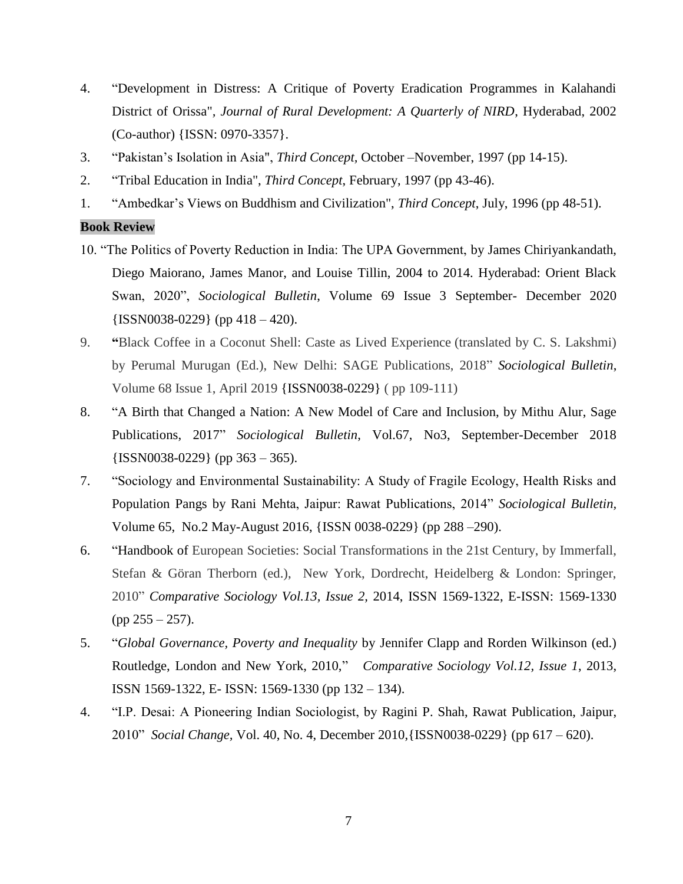4. "Development in Distress: A Critique of Poverty Eradication Programmes in Kalahandi District of Orissa", *Journal of Rural Development: A Quarterly of NIRD*, Hyderabad, 2002 (Co-author) {ISSN: 0970-3357}.

3. "Pakistan's Isolation in Asia", *Third Concept*, October –November, 1997 (pp 14-15).

2. "Tribal Education in India", *Third Concept*, February, 1997 (pp 43-46).

1. "Ambedkar's Views on Buddhism and Civilization", *Third Concept*, July, 1996 (pp 48-51).

**Book Review**

10. "The Politics of Poverty Reduction in India: The UPA Government, by James Chiriyankandath, Diego Maiorano, James Manor, and Louise Tillin, 2004 to 2014. Hyderabad: Orient Black Swan, 2020", *Sociological Bulletin*, Volume 69 Issue 3 September- December 2020 {ISSN0038-0229} (pp 418 – 420).

9. **"**Black Coffee in a Coconut Shell: Caste as Lived Experience (translated by C. S. Lakshmi) by Perumal Murugan (Ed.), New Delhi: SAGE Publications, 2018" *Sociological Bulletin*, Volume 68 Issue 1, April 2019 {ISSN0038-0229} ( pp 109-111)

8. "A Birth that Changed a Nation: A New Model of Care and Inclusion, by Mithu Alur, Sage Publications, 2017" *Sociological Bulletin*, Vol.67, No3, September-December 2018 {ISSN0038-0229} (pp 363 – 365).

7. "Sociology and Environmental Sustainability: A Study of Fragile Ecology, Health Risks and Population Pangs by Rani Mehta, Jaipur: Rawat Publications, 2014" *Sociological Bulletin,* Volume 65, No.2 May-August 2016, {ISSN 0038-0229} (pp 288 –290).

6. "Handbook of European Societies: Social Transformations in the 21st Century, by Immerfall, Stefan & Göran Therborn (ed.), New York, Dordrecht, Heidelberg & London: Springer, 2010" *Comparative Sociology Vol.13, Issue 2,* 2014, ISSN 1569-1322, E-ISSN: 1569-1330 (pp 255 – 257).

5. "*Global Governance, Poverty and Inequality* by Jennifer Clapp and Rorden Wilkinson (ed.) Routledge, London and New York, 2010," *Comparative Sociology Vol.12, Issue 1*, 2013, ISSN 1569-1322, E- ISSN: 1569-1330 (pp 132 – 134).

4. "I.P. Desai: A Pioneering Indian Sociologist, by Ragini P. Shah, Rawat Publication, Jaipur, 2010" *Social Change*, Vol. 40, No. 4, December 2010,{ISSN0038-0229} (pp 617 – 620).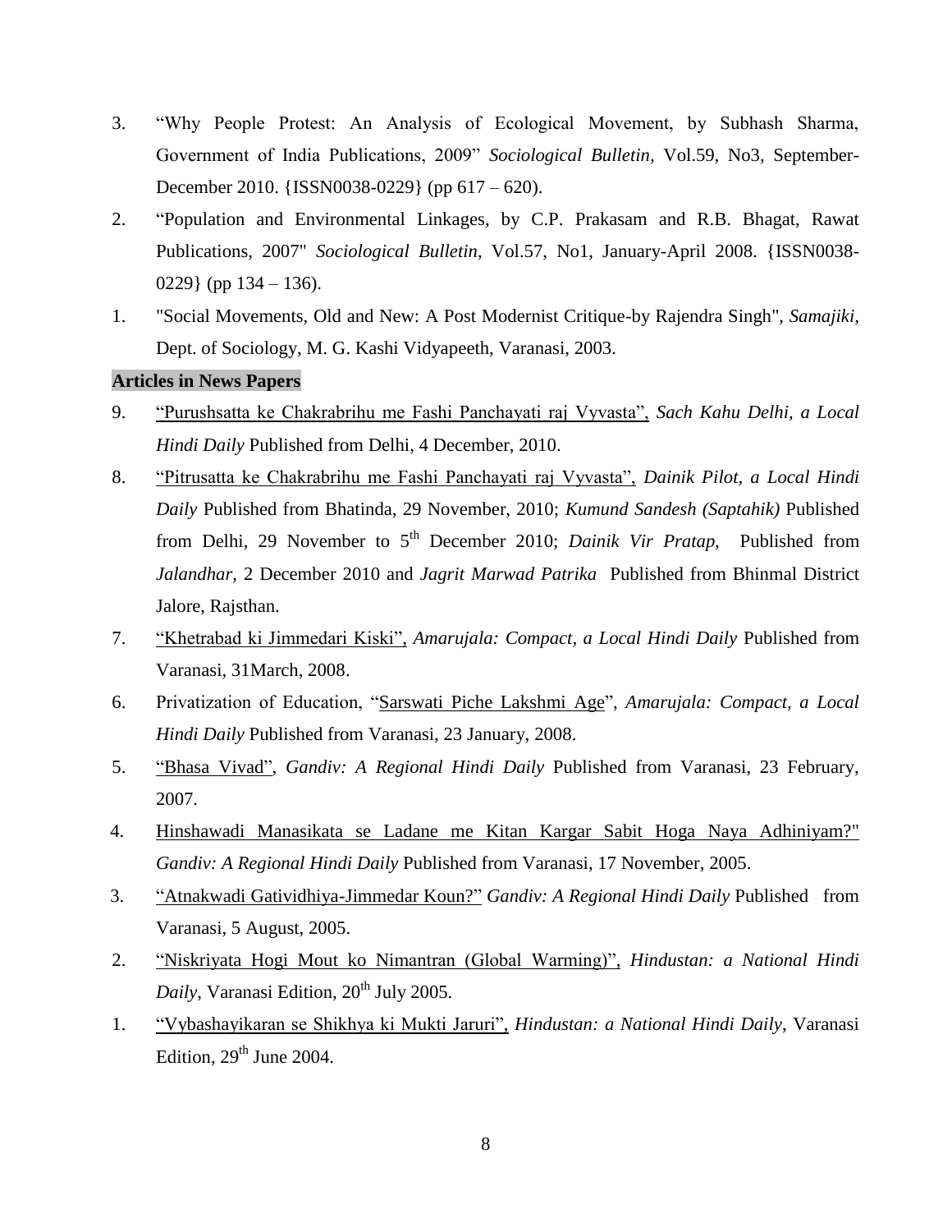3. “Why People Protest: An Analysis of Ecological Movement, by Subhash Sharma, Government of India Publications, 2009” *Sociological Bulletin*, Vol.59, No3, September-December 2010. {ISSN0038-0229} (pp 617 – 620).
2. “Population and Environmental Linkages, by C.P. Prakasam and R.B. Bhagat, Rawat Publications, 2007" *Sociological Bulletin*, Vol.57, No1, January-April 2008. {ISSN0038-0229} (pp 134 – 136).
1. "Social Movements, Old and New: A Post Modernist Critique-by Rajendra Singh", *Samajiki,* Dept. of Sociology, M. G. Kashi Vidyapeeth, Varanasi, 2003.

**Articles in News Papers**

9. “Purushsatta ke Chakrabrihu me Fashi Panchayati raj Vyvasta”, *Sach Kahu Delhi, a Local Hindi Daily* Published from Delhi, 4 December, 2010.
8. “Pitrusatta ke Chakrabrihu me Fashi Panchayati raj Vyvasta”, *Dainik Pilot, a Local Hindi Daily* Published from Bhatinda, 29 November, 2010; *Kumund Sandesh (Saptahik)* Published from Delhi, 29 November to 5th December 2010; *Dainik Vir Pratap,* Published from *Jalandhar,* 2 December 2010 and *Jagrit Marwad Patrika* Published from Bhinmal District Jalore, Rajsthan.
7. “Khetrabad ki Jimmedari Kiski”, *Amarujala: Compact, a Local Hindi Daily* Published from Varanasi, 31March, 2008.
6. Privatization of Education, “Sarswati Piche Lakshmi Age”, *Amarujala: Compact, a Local Hindi Daily* Published from Varanasi, 23 January, 2008.
5. “Bhasa Vivad”, *Gandiv: A Regional Hindi Daily* Published from Varanasi, 23 February, 2007.
4. Hinshawadi Manasikata se Ladane me Kitan Kargar Sabit Hoga Naya Adhiniyam?" *Gandiv: A Regional Hindi Daily* Published from Varanasi, 17 November, 2005.
3. “Atnakwadi Gatividhiya-Jimmedar Koun?” *Gandiv: A Regional Hindi Daily* Published from Varanasi, 5 August, 2005.
2. “Niskriyata Hogi Mout ko Nimantran (Global Warming)”, *Hindustan: a National Hindi Daily*, Varanasi Edition, 20th July 2005.
1. “Vybashayikaran se Shikhya ki Mukti Jaruri”, *Hindustan: a National Hindi Daily*, Varanasi Edition, 29th June 2004.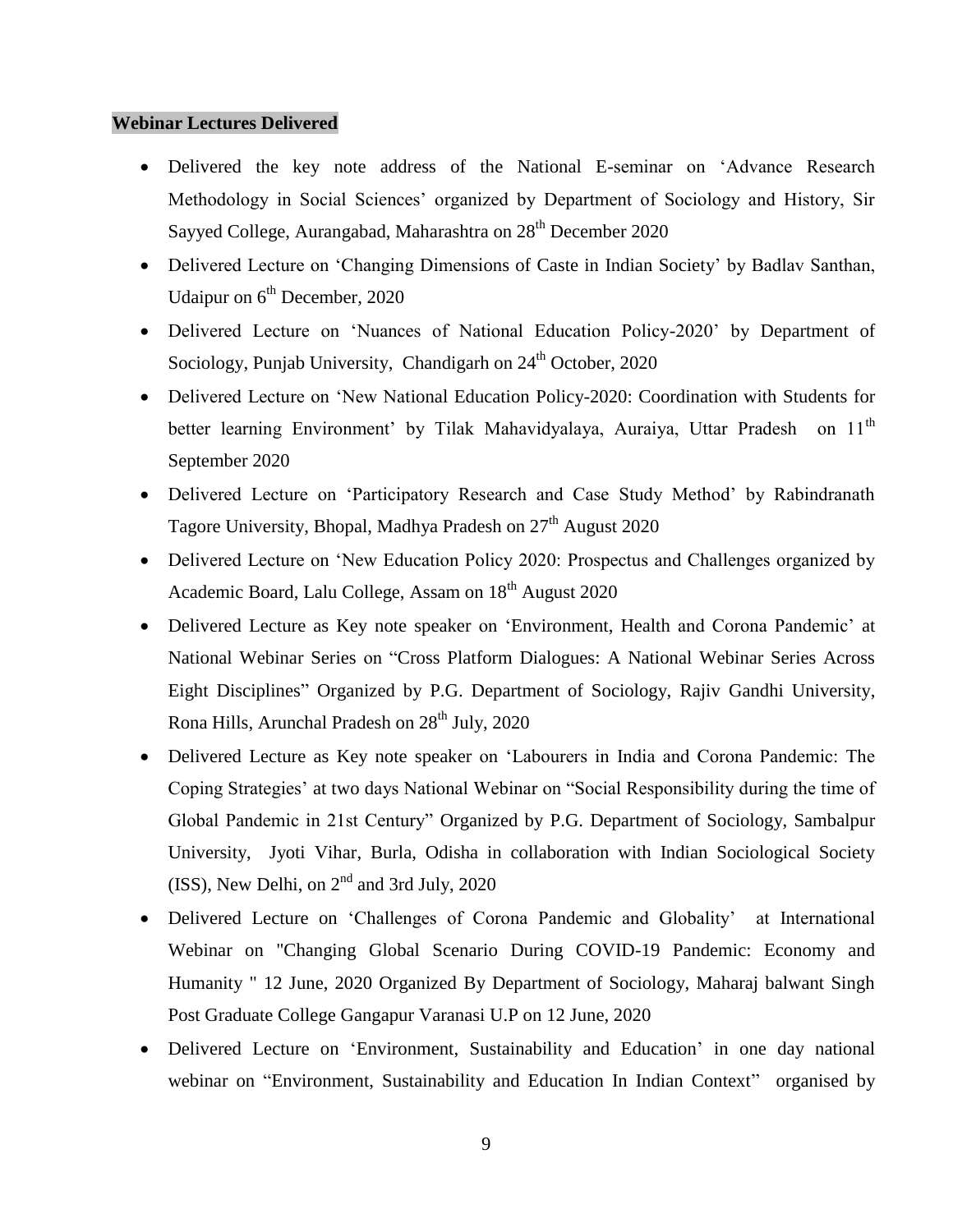**Webinar Lectures Delivered**

- Delivered the key note address of the National E-seminar on 'Advance Research Methodology in Social Sciences' organized by Department of Sociology and History, Sir Sayyed College, Aurangabad, Maharashtra on 28th December 2020
- Delivered Lecture on 'Changing Dimensions of Caste in Indian Society' by Badlav Santhan, Udaipur on 6th December, 2020
- Delivered Lecture on 'Nuances of National Education Policy-2020' by Department of Sociology, Punjab University, Chandigarh on 24th October, 2020
- Delivered Lecture on 'New National Education Policy-2020: Coordination with Students for better learning Environment' by Tilak Mahavidyalaya, Auraiya, Uttar Pradesh on 11th September 2020
- Delivered Lecture on 'Participatory Research and Case Study Method' by Rabindranath Tagore University, Bhopal, Madhya Pradesh on 27th August 2020
- Delivered Lecture on 'New Education Policy 2020: Prospectus and Challenges organized by Academic Board, Lalu College, Assam on 18th August 2020
- Delivered Lecture as Key note speaker on 'Environment, Health and Corona Pandemic' at National Webinar Series on "Cross Platform Dialogues: A National Webinar Series Across Eight Disciplines" Organized by P.G. Department of Sociology, Rajiv Gandhi University, Rona Hills, Arunchal Pradesh on 28th July, 2020
- Delivered Lecture as Key note speaker on 'Labourers in India and Corona Pandemic: The Coping Strategies' at two days National Webinar on "Social Responsibility during the time of Global Pandemic in 21st Century" Organized by P.G. Department of Sociology, Sambalpur University, Jyoti Vihar, Burla, Odisha in collaboration with Indian Sociological Society (ISS), New Delhi, on 2nd and 3rd July, 2020
- Delivered Lecture on 'Challenges of Corona Pandemic and Globality' at International Webinar on "Changing Global Scenario During COVID-19 Pandemic: Economy and Humanity " 12 June, 2020 Organized By Department of Sociology, Maharaj balwant Singh Post Graduate College Gangapur Varanasi U.P on 12 June, 2020
- Delivered Lecture on 'Environment, Sustainability and Education' in one day national webinar on "Environment, Sustainability and Education In Indian Context" organised by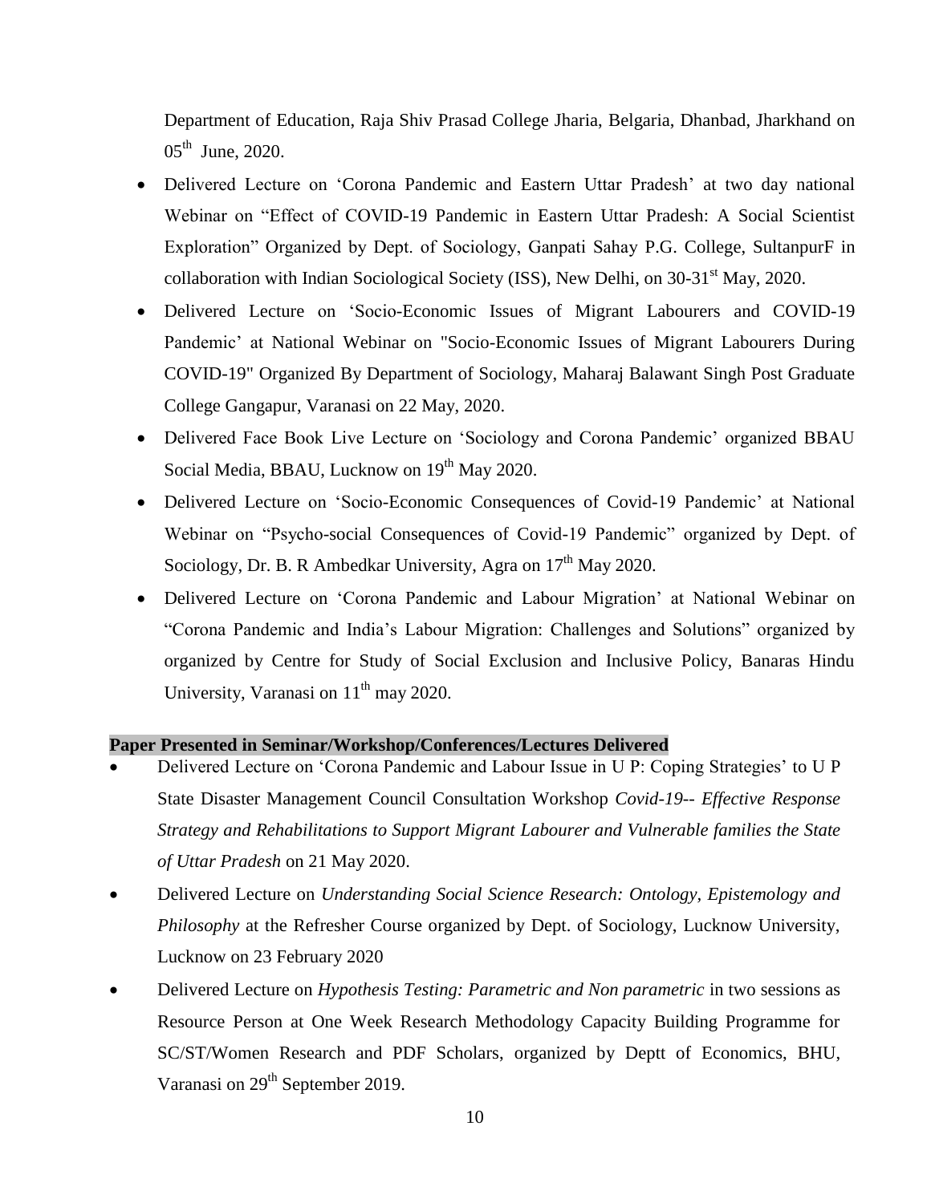Department of Education, Raja Shiv Prasad College Jharia, Belgaria, Dhanbad, Jharkhand on 05th June, 2020.

- Delivered Lecture on 'Corona Pandemic and Eastern Uttar Pradesh' at two day national Webinar on "Effect of COVID-19 Pandemic in Eastern Uttar Pradesh: A Social Scientist Exploration" Organized by Dept. of Sociology, Ganpati Sahay P.G. College, SultanpurF in collaboration with Indian Sociological Society (ISS), New Delhi, on 30-31st May, 2020.
- Delivered Lecture on 'Socio-Economic Issues of Migrant Labourers and COVID-19 Pandemic' at National Webinar on "Socio-Economic Issues of Migrant Labourers During COVID-19" Organized By Department of Sociology, Maharaj Balawant Singh Post Graduate College Gangapur, Varanasi on 22 May, 2020.
- Delivered Face Book Live Lecture on 'Sociology and Corona Pandemic' organized BBAU Social Media, BBAU, Lucknow on 19th May 2020.
- Delivered Lecture on 'Socio-Economic Consequences of Covid-19 Pandemic' at National Webinar on "Psycho-social Consequences of Covid-19 Pandemic" organized by Dept. of Sociology, Dr. B. R Ambedkar University, Agra on 17th May 2020.
- Delivered Lecture on 'Corona Pandemic and Labour Migration' at National Webinar on "Corona Pandemic and India's Labour Migration: Challenges and Solutions" organized by organized by Centre for Study of Social Exclusion and Inclusive Policy, Banaras Hindu University, Varanasi on 11th may 2020.

**Paper Presented in Seminar/Workshop/Conferences/Lectures Delivered**

- Delivered Lecture on 'Corona Pandemic and Labour Issue in U P: Coping Strategies' to U P State Disaster Management Council Consultation Workshop *Covid-19-- Effective Response Strategy and Rehabilitations to Support Migrant Labourer and Vulnerable families the State of Uttar Pradesh* on 21 May 2020.
- Delivered Lecture on *Understanding Social Science Research: Ontology, Epistemology and Philosophy* at the Refresher Course organized by Dept. of Sociology, Lucknow University, Lucknow on 23 February 2020
- Delivered Lecture on *Hypothesis Testing: Parametric and Non parametric* in two sessions as Resource Person at One Week Research Methodology Capacity Building Programme for SC/ST/Women Research and PDF Scholars, organized by Deptt of Economics, BHU, Varanasi on 29th September 2019.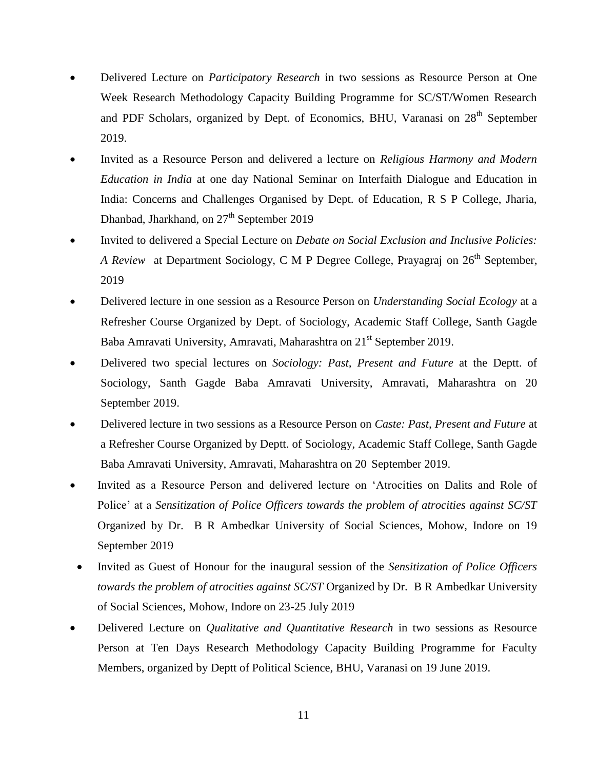- Delivered Lecture on *Participatory Research* in two sessions as Resource Person at One Week Research Methodology Capacity Building Programme for SC/ST/Women Research and PDF Scholars, organized by Dept. of Economics, BHU, Varanasi on 28th September 2019.
- Invited as a Resource Person and delivered a lecture on *Religious Harmony and Modern Education in India* at one day National Seminar on Interfaith Dialogue and Education in India: Concerns and Challenges Organised by Dept. of Education, R S P College, Jharia, Dhanbad, Jharkhand, on 27th September 2019
- Invited to delivered a Special Lecture on *Debate on Social Exclusion and Inclusive Policies: A Review* at Department Sociology, C M P Degree College, Prayagraj on 26th September, 2019
- Delivered lecture in one session as a Resource Person on *Understanding Social Ecology* at a Refresher Course Organized by Dept. of Sociology, Academic Staff College, Santh Gagde Baba Amravati University, Amravati, Maharashtra on 21st September 2019.
- Delivered two special lectures on *Sociology: Past, Present and Future* at the Deptt. of Sociology, Santh Gagde Baba Amravati University, Amravati, Maharashtra on 20 September 2019.
- Delivered lecture in two sessions as a Resource Person on *Caste: Past, Present and Future* at a Refresher Course Organized by Deptt. of Sociology, Academic Staff College, Santh Gagde Baba Amravati University, Amravati, Maharashtra on 20 September 2019.
- Invited as a Resource Person and delivered lecture on 'Atrocities on Dalits and Role of Police' at a *Sensitization of Police Officers towards the problem of atrocities against SC/ST* Organized by Dr. B R Ambedkar University of Social Sciences, Mohow, Indore on 19 September 2019
- Invited as Guest of Honour for the inaugural session of the *Sensitization of Police Officers towards the problem of atrocities against SC/ST* Organized by Dr. B R Ambedkar University of Social Sciences, Mohow, Indore on 23-25 July 2019
- Delivered Lecture on *Qualitative and Quantitative Research* in two sessions as Resource Person at Ten Days Research Methodology Capacity Building Programme for Faculty Members, organized by Deptt of Political Science, BHU, Varanasi on 19 June 2019.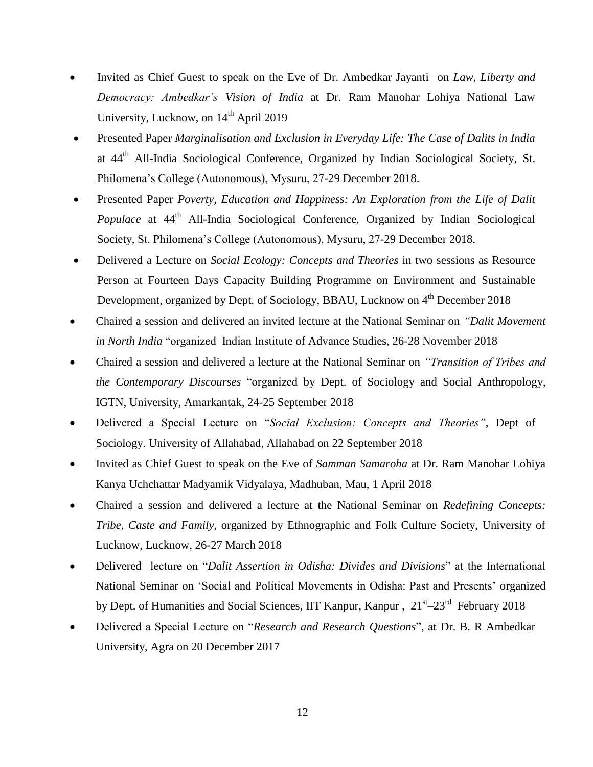- Invited as Chief Guest to speak on the Eve of Dr. Ambedkar Jayanti on *Law, Liberty and Democracy: Ambedkar's Vision of India* at Dr. Ram Manohar Lohiya National Law University, Lucknow, on 14th April 2019
- Presented Paper *Marginalisation and Exclusion in Everyday Life: The Case of Dalits in India* at 44th All-India Sociological Conference, Organized by Indian Sociological Society, St. Philomena's College (Autonomous), Mysuru, 27-29 December 2018.
- Presented Paper *Poverty, Education and Happiness: An Exploration from the Life of Dalit Populace* at 44th All-India Sociological Conference, Organized by Indian Sociological Society, St. Philomena's College (Autonomous), Mysuru, 27-29 December 2018.
- Delivered a Lecture on *Social Ecology: Concepts and Theories* in two sessions as Resource Person at Fourteen Days Capacity Building Programme on Environment and Sustainable Development, organized by Dept. of Sociology, BBAU, Lucknow on 4th December 2018
- Chaired a session and delivered an invited lecture at the National Seminar on *"Dalit Movement in North India* "organized Indian Institute of Advance Studies, 26-28 November 2018
- Chaired a session and delivered a lecture at the National Seminar on *"Transition of Tribes and the Contemporary Discourses* "organized by Dept. of Sociology and Social Anthropology, IGTN, University, Amarkantak, 24-25 September 2018
- Delivered a Special Lecture on "*Social Exclusion: Concepts and Theories"*, Dept of Sociology. University of Allahabad, Allahabad on 22 September 2018
- Invited as Chief Guest to speak on the Eve of *Samman Samaroha* at Dr. Ram Manohar Lohiya Kanya Uchchattar Madyamik Vidyalaya, Madhuban, Mau, 1 April 2018
- Chaired a session and delivered a lecture at the National Seminar on *Redefining Concepts: Tribe, Caste and Family*, organized by Ethnographic and Folk Culture Society, University of Lucknow, Lucknow, 26-27 March 2018
- Delivered lecture on "*Dalit Assertion in Odisha: Divides and Divisions*" at the International National Seminar on 'Social and Political Movements in Odisha: Past and Presents' organized by Dept. of Humanities and Social Sciences, IIT Kanpur, Kanpur , 21st–23rd February 2018
- Delivered a Special Lecture on "*Research and Research Questions*", at Dr. B. R Ambedkar University, Agra on 20 December 2017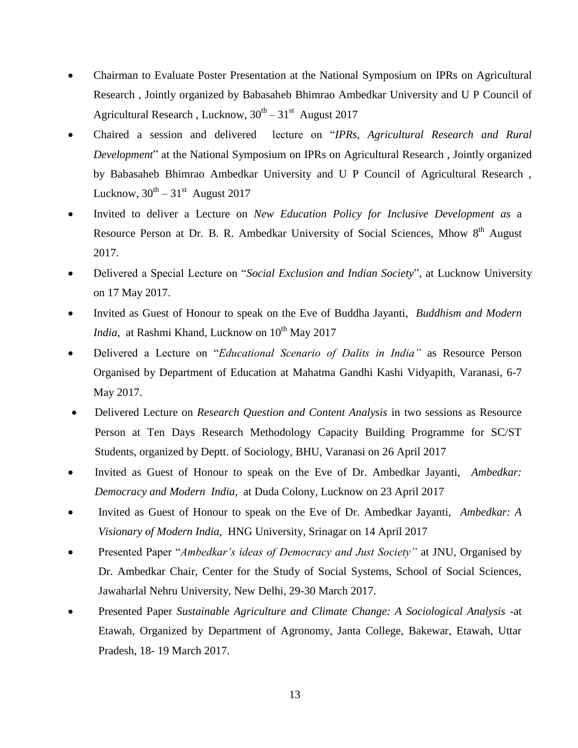- Chairman to Evaluate Poster Presentation at the National Symposium on IPRs on Agricultural Research , Jointly organized by Babasaheb Bhimrao Ambedkar University and U P Council of Agricultural Research , Lucknow, 30th – 31st August 2017
- Chaired a session and delivered lecture on "*IPRs, Agricultural Research and Rural Development*" at the National Symposium on IPRs on Agricultural Research , Jointly organized by Babasaheb Bhimrao Ambedkar University and U P Council of Agricultural Research , Lucknow, 30th – 31st August 2017
- Invited to deliver a Lecture on *New Education Policy for Inclusive Development as* a Resource Person at Dr. B. R. Ambedkar University of Social Sciences, Mhow 8th August 2017.
- Delivered a Special Lecture on "*Social Exclusion and Indian Society*", at Lucknow University on 17 May 2017.
- Invited as Guest of Honour to speak on the Eve of Buddha Jayanti, *Buddhism and Modern India,* at Rashmi Khand, Lucknow on 10th May 2017
- Delivered a Lecture on "*Educational Scenario of Dalits in India"* as Resource Person Organised by Department of Education at Mahatma Gandhi Kashi Vidyapith, Varanasi, 6-7 May 2017.
- Delivered Lecture on *Research Question and Content Analysis* in two sessions as Resource Person at Ten Days Research Methodology Capacity Building Programme for SC/ST Students, organized by Deptt. of Sociology, BHU, Varanasi on 26 April 2017
- Invited as Guest of Honour to speak on the Eve of Dr. Ambedkar Jayanti, *Ambedkar: Democracy and Modern India,* at Duda Colony, Lucknow on 23 April 2017
- Invited as Guest of Honour to speak on the Eve of Dr. Ambedkar Jayanti, *Ambedkar: A Visionary of Modern India,* HNG University, Srinagar on 14 April 2017
- Presented Paper "*Ambedkar's ideas of Democracy and Just Society"* at JNU, Organised by Dr. Ambedkar Chair, Center for the Study of Social Systems, School of Social Sciences, Jawaharlal Nehru University, New Delhi, 29-30 March 2017.
- Presented Paper *Sustainable Agriculture and Climate Change: A Sociological Analysis* -at Etawah, Organized by Department of Agronomy, Janta College, Bakewar, Etawah, Uttar Pradesh, 18- 19 March 2017.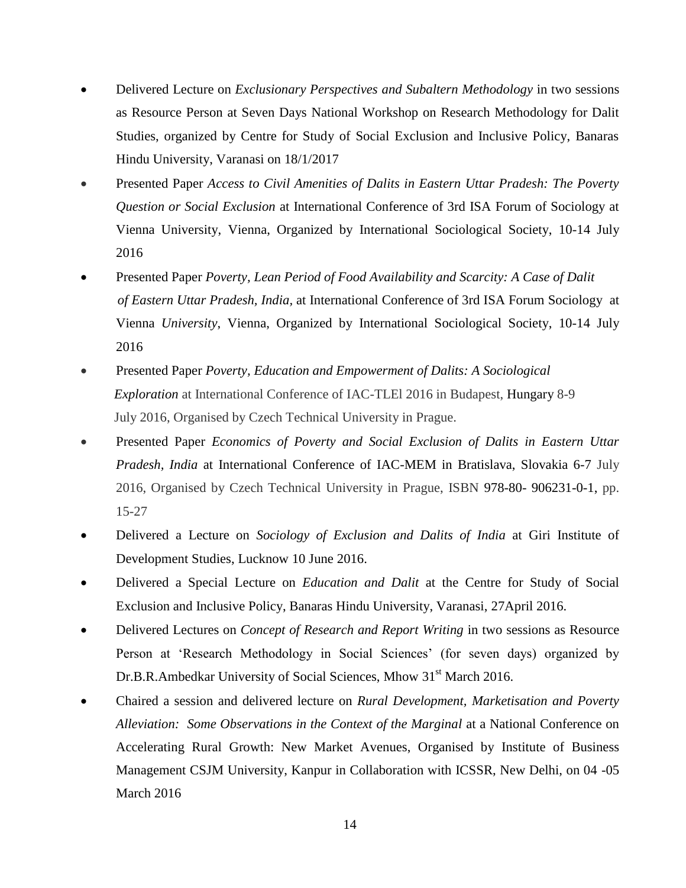- Delivered Lecture on *Exclusionary Perspectives and Subaltern Methodology* in two sessions as Resource Person at Seven Days National Workshop on Research Methodology for Dalit Studies, organized by Centre for Study of Social Exclusion and Inclusive Policy, Banaras Hindu University, Varanasi on 18/1/2017
- Presented Paper *Access to Civil Amenities of Dalits in Eastern Uttar Pradesh: The Poverty Question or Social Exclusion* at International Conference of 3rd ISA Forum of Sociology at Vienna University, Vienna, Organized by International Sociological Society, 10-14 July 2016
- Presented Paper *Poverty, Lean Period of Food Availability and Scarcity: A Case of Dalit of Eastern Uttar Pradesh, India*, at International Conference of 3rd ISA Forum Sociology at Vienna *University*, Vienna, Organized by International Sociological Society, 10-14 July 2016
- Presented Paper *Poverty, Education and Empowerment of Dalits: A Sociological Exploration* at International Conference of IAC-TLEl 2016 in Budapest, Hungary 8-9 July 2016, Organised by Czech Technical University in Prague.
- Presented Paper *Economics of Poverty and Social Exclusion of Dalits in Eastern Uttar Pradesh, India* at International Conference of IAC-MEM in Bratislava, Slovakia 6-7 July 2016, Organised by Czech Technical University in Prague, ISBN 978-80- 906231-0-1, pp. 15-27
- Delivered a Lecture on *Sociology of Exclusion and Dalits of India* at Giri Institute of Development Studies, Lucknow 10 June 2016.
- Delivered a Special Lecture on *Education and Dalit* at the Centre for Study of Social Exclusion and Inclusive Policy, Banaras Hindu University, Varanasi, 27April 2016.
- Delivered Lectures on *Concept of Research and Report Writing* in two sessions as Resource Person at 'Research Methodology in Social Sciences' (for seven days) organized by Dr.B.R.Ambedkar University of Social Sciences, Mhow 31st March 2016.
- Chaired a session and delivered lecture on *Rural Development, Marketisation and Poverty Alleviation: Some Observations in the Context of the Marginal* at a National Conference on Accelerating Rural Growth: New Market Avenues, Organised by Institute of Business Management CSJM University, Kanpur in Collaboration with ICSSR, New Delhi, on 04 -05 March 2016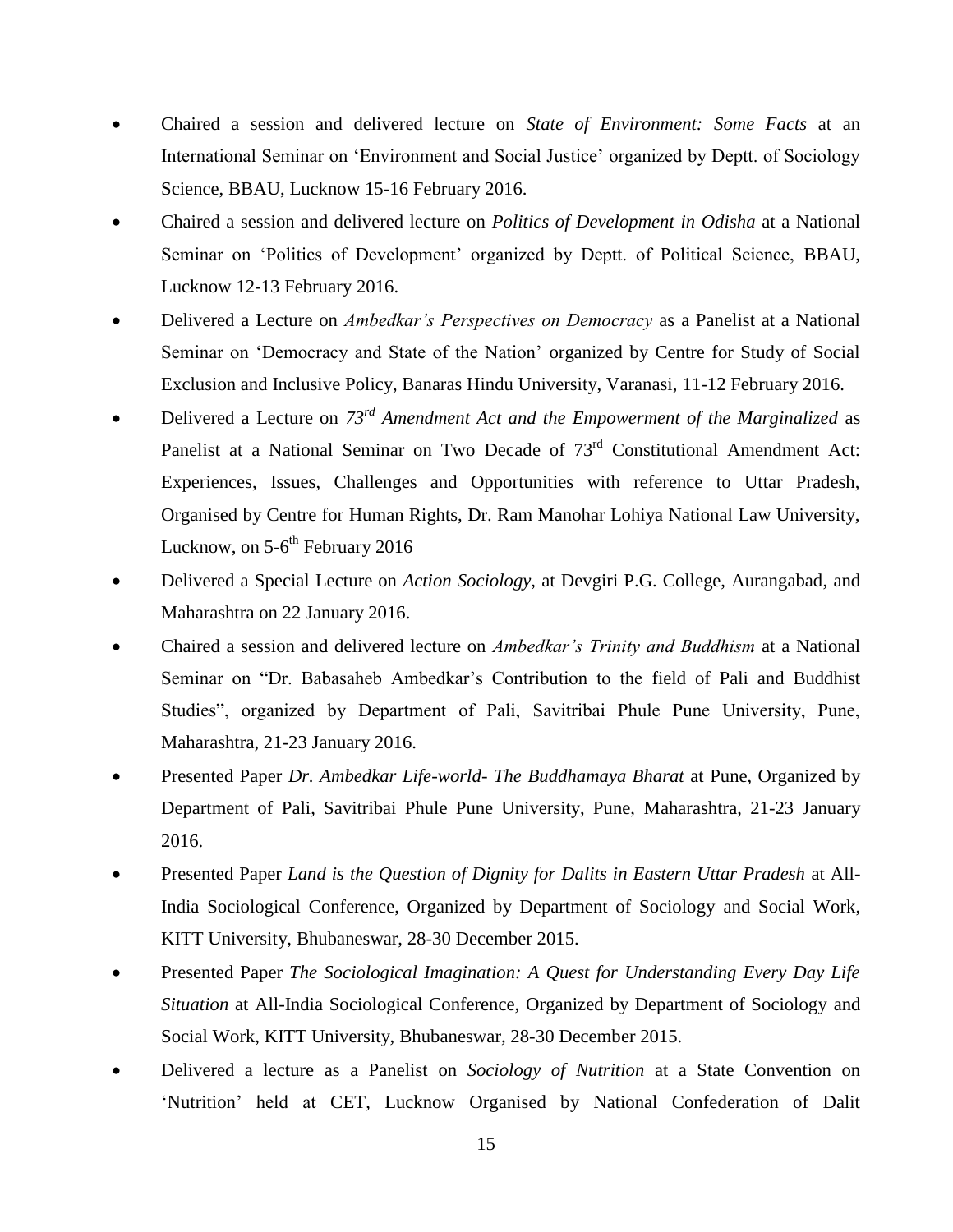- Chaired a session and delivered lecture on *State of Environment: Some Facts* at an International Seminar on 'Environment and Social Justice' organized by Deptt. of Sociology Science, BBAU, Lucknow 15-16 February 2016.
- Chaired a session and delivered lecture on *Politics of Development in Odisha* at a National Seminar on 'Politics of Development' organized by Deptt. of Political Science, BBAU, Lucknow 12-13 February 2016.
- Delivered a Lecture on *Ambedkar's Perspectives on Democracy* as a Panelist at a National Seminar on 'Democracy and State of the Nation' organized by Centre for Study of Social Exclusion and Inclusive Policy, Banaras Hindu University, Varanasi, 11-12 February 2016.
- Delivered a Lecture on *73rd Amendment Act and the Empowerment of the Marginalized* as Panelist at a National Seminar on Two Decade of 73rd Constitutional Amendment Act: Experiences, Issues, Challenges and Opportunities with reference to Uttar Pradesh, Organised by Centre for Human Rights, Dr. Ram Manohar Lohiya National Law University, Lucknow, on 5-6th February 2016
- Delivered a Special Lecture on *Action Sociology,* at Devgiri P.G. College, Aurangabad, and Maharashtra on 22 January 2016.
- Chaired a session and delivered lecture on *Ambedkar's Trinity and Buddhism* at a National Seminar on "Dr. Babasaheb Ambedkar's Contribution to the field of Pali and Buddhist Studies", organized by Department of Pali, Savitribai Phule Pune University, Pune, Maharashtra, 21-23 January 2016.
- Presented Paper *Dr. Ambedkar Life-world- The Buddhamaya Bharat* at Pune, Organized by Department of Pali, Savitribai Phule Pune University, Pune, Maharashtra, 21-23 January 2016.
- Presented Paper *Land is the Question of Dignity for Dalits in Eastern Uttar Pradesh* at All-India Sociological Conference, Organized by Department of Sociology and Social Work, KITT University, Bhubaneswar, 28-30 December 2015.
- Presented Paper *The Sociological Imagination: A Quest for Understanding Every Day Life Situation* at All-India Sociological Conference, Organized by Department of Sociology and Social Work, KITT University, Bhubaneswar, 28-30 December 2015.
- Delivered a lecture as a Panelist on *Sociology of Nutrition* at a State Convention on 'Nutrition' held at CET, Lucknow Organised by National Confederation of Dalit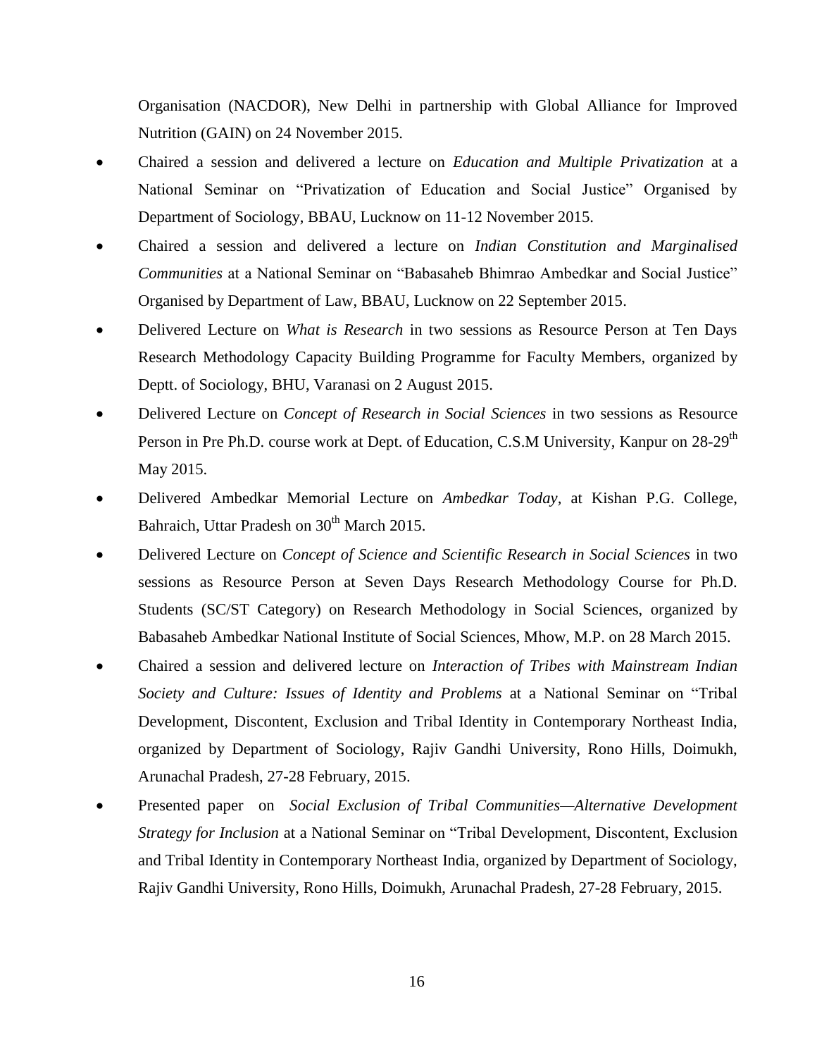Organisation (NACDOR), New Delhi in partnership with Global Alliance for Improved Nutrition (GAIN) on 24 November 2015.

- Chaired a session and delivered a lecture on *Education and Multiple Privatization* at a National Seminar on "Privatization of Education and Social Justice" Organised by Department of Sociology, BBAU, Lucknow on 11-12 November 2015.
- Chaired a session and delivered a lecture on *Indian Constitution and Marginalised Communities* at a National Seminar on "Babasaheb Bhimrao Ambedkar and Social Justice" Organised by Department of Law, BBAU, Lucknow on 22 September 2015.
- Delivered Lecture on *What is Research* in two sessions as Resource Person at Ten Days Research Methodology Capacity Building Programme for Faculty Members, organized by Deptt. of Sociology, BHU, Varanasi on 2 August 2015.
- Delivered Lecture on *Concept of Research in Social Sciences* in two sessions as Resource Person in Pre Ph.D. course work at Dept. of Education, C.S.M University, Kanpur on 28-29th May 2015.
- Delivered Ambedkar Memorial Lecture on *Ambedkar Today*, at Kishan P.G. College, Bahraich, Uttar Pradesh on 30th March 2015.
- Delivered Lecture on *Concept of Science and Scientific Research in Social Sciences* in two sessions as Resource Person at Seven Days Research Methodology Course for Ph.D. Students (SC/ST Category) on Research Methodology in Social Sciences, organized by Babasaheb Ambedkar National Institute of Social Sciences, Mhow, M.P. on 28 March 2015.
- Chaired a session and delivered lecture on *Interaction of Tribes with Mainstream Indian Society and Culture: Issues of Identity and Problems* at a National Seminar on "Tribal Development, Discontent, Exclusion and Tribal Identity in Contemporary Northeast India, organized by Department of Sociology, Rajiv Gandhi University, Rono Hills, Doimukh, Arunachal Pradesh, 27-28 February, 2015.
- Presented paper on *Social Exclusion of Tribal Communities—Alternative Development Strategy for Inclusion* at a National Seminar on "Tribal Development, Discontent, Exclusion and Tribal Identity in Contemporary Northeast India, organized by Department of Sociology, Rajiv Gandhi University, Rono Hills, Doimukh, Arunachal Pradesh, 27-28 February, 2015.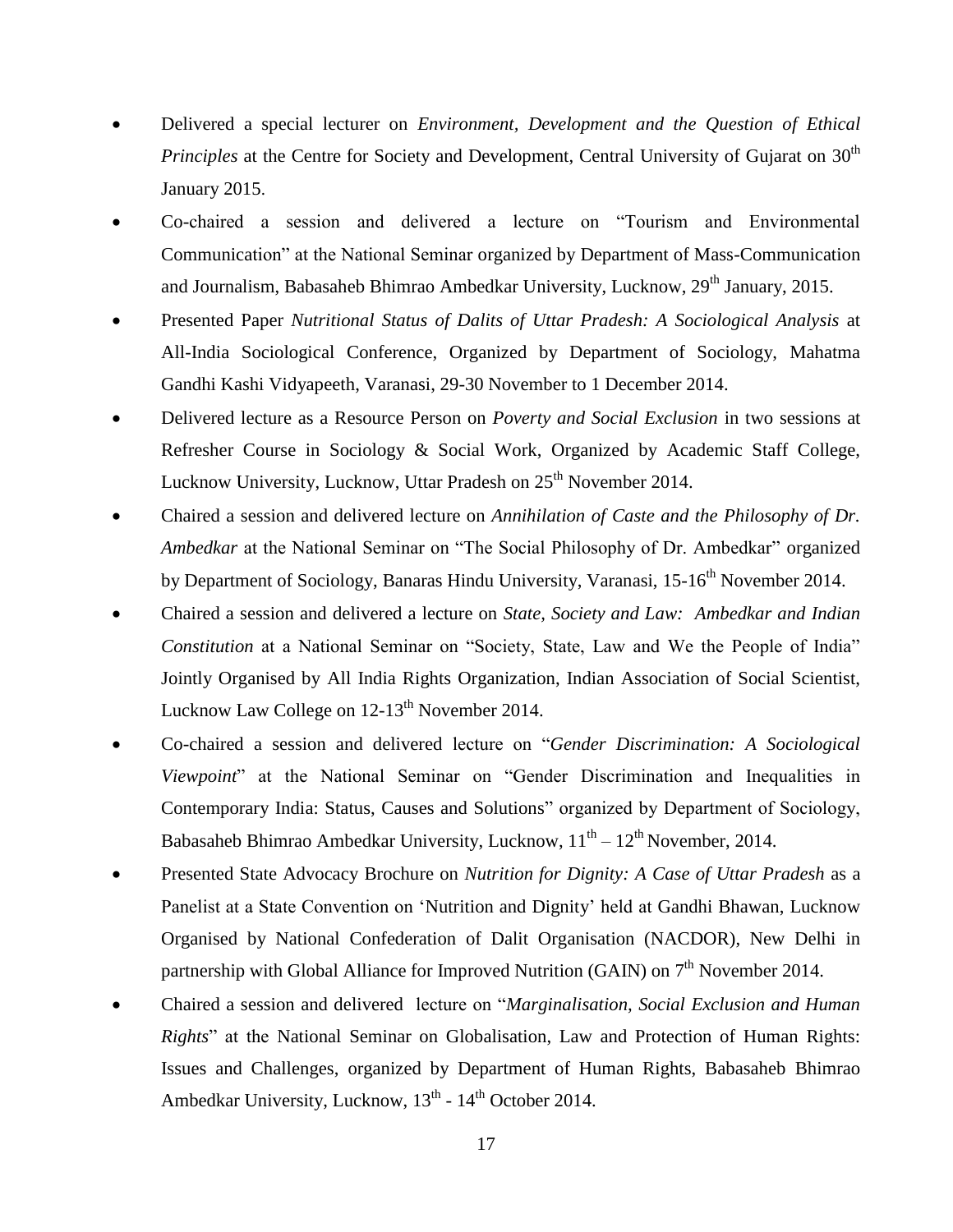- Delivered a special lecturer on *Environment, Development and the Question of Ethical Principles* at the Centre for Society and Development, Central University of Gujarat on 30th January 2015.
- Co-chaired a session and delivered a lecture on "Tourism and Environmental Communication" at the National Seminar organized by Department of Mass-Communication and Journalism, Babasaheb Bhimrao Ambedkar University, Lucknow, 29th January, 2015.
- Presented Paper *Nutritional Status of Dalits of Uttar Pradesh: A Sociological Analysis* at All-India Sociological Conference, Organized by Department of Sociology, Mahatma Gandhi Kashi Vidyapeeth, Varanasi, 29-30 November to 1 December 2014.
- Delivered lecture as a Resource Person on *Poverty and Social Exclusion* in two sessions at Refresher Course in Sociology & Social Work, Organized by Academic Staff College, Lucknow University, Lucknow, Uttar Pradesh on 25th November 2014.
- Chaired a session and delivered lecture on *Annihilation of Caste and the Philosophy of Dr. Ambedkar* at the National Seminar on "The Social Philosophy of Dr. Ambedkar" organized by Department of Sociology, Banaras Hindu University, Varanasi, 15-16th November 2014.
- Chaired a session and delivered a lecture on *State, Society and Law: Ambedkar and Indian Constitution* at a National Seminar on "Society, State, Law and We the People of India" Jointly Organised by All India Rights Organization, Indian Association of Social Scientist, Lucknow Law College on 12-13th November 2014.
- Co-chaired a session and delivered lecture on "*Gender Discrimination: A Sociological Viewpoint*" at the National Seminar on "Gender Discrimination and Inequalities in Contemporary India: Status, Causes and Solutions" organized by Department of Sociology, Babasaheb Bhimrao Ambedkar University, Lucknow, 11th – 12th November, 2014.
- Presented State Advocacy Brochure on *Nutrition for Dignity: A Case of Uttar Pradesh* as a Panelist at a State Convention on 'Nutrition and Dignity' held at Gandhi Bhawan, Lucknow Organised by National Confederation of Dalit Organisation (NACDOR), New Delhi in partnership with Global Alliance for Improved Nutrition (GAIN) on 7th November 2014.
- Chaired a session and delivered lecture on "*Marginalisation, Social Exclusion and Human Rights*" at the National Seminar on Globalisation, Law and Protection of Human Rights: Issues and Challenges, organized by Department of Human Rights, Babasaheb Bhimrao Ambedkar University, Lucknow, 13th - 14th October 2014.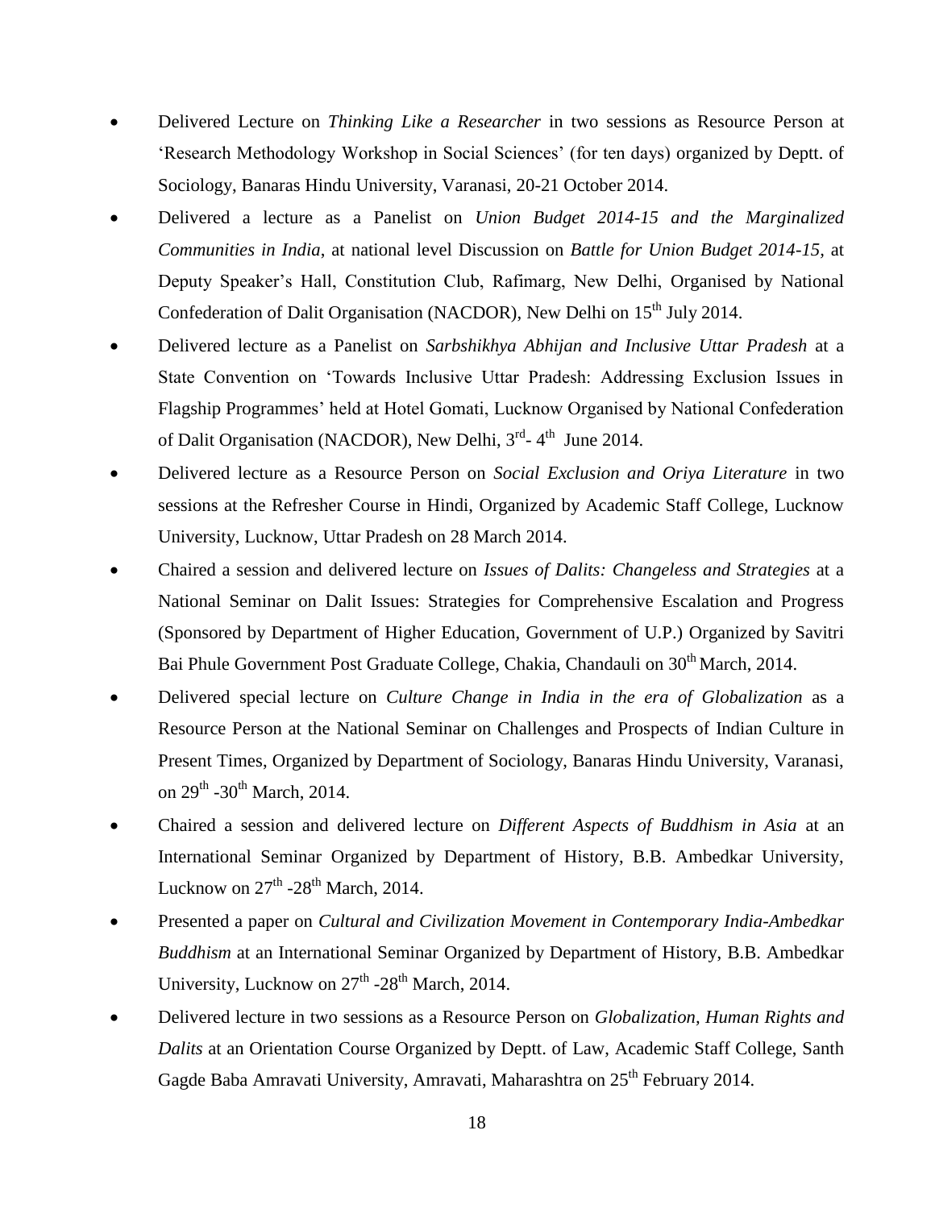- Delivered Lecture on *Thinking Like a Researcher* in two sessions as Resource Person at 'Research Methodology Workshop in Social Sciences' (for ten days) organized by Deptt. of Sociology, Banaras Hindu University, Varanasi, 20-21 October 2014.
- Delivered a lecture as a Panelist on *Union Budget 2014-15 and the Marginalized Communities in India*, at national level Discussion on *Battle for Union Budget 2014-15,* at Deputy Speaker's Hall, Constitution Club, Rafimarg, New Delhi, Organised by National Confederation of Dalit Organisation (NACDOR), New Delhi on 15th July 2014.
- Delivered lecture as a Panelist on *Sarbshikhya Abhijan and Inclusive Uttar Pradesh* at a State Convention on 'Towards Inclusive Uttar Pradesh: Addressing Exclusion Issues in Flagship Programmes' held at Hotel Gomati, Lucknow Organised by National Confederation of Dalit Organisation (NACDOR), New Delhi, 3rd- 4th June 2014.
- Delivered lecture as a Resource Person on *Social Exclusion and Oriya Literature* in two sessions at the Refresher Course in Hindi, Organized by Academic Staff College, Lucknow University, Lucknow, Uttar Pradesh on 28 March 2014.
- Chaired a session and delivered lecture on *Issues of Dalits: Changeless and Strategies* at a National Seminar on Dalit Issues: Strategies for Comprehensive Escalation and Progress (Sponsored by Department of Higher Education, Government of U.P.) Organized by Savitri Bai Phule Government Post Graduate College, Chakia, Chandauli on 30th March, 2014.
- Delivered special lecture on *Culture Change in India in the era of Globalization* as a Resource Person at the National Seminar on Challenges and Prospects of Indian Culture in Present Times, Organized by Department of Sociology, Banaras Hindu University, Varanasi, on 29th -30th March, 2014.
- Chaired a session and delivered lecture on *Different Aspects of Buddhism in Asia* at an International Seminar Organized by Department of History, B.B. Ambedkar University, Lucknow on 27th -28th March, 2014.
- Presented a paper on *Cultural and Civilization Movement in Contemporary India-Ambedkar Buddhism* at an International Seminar Organized by Department of History, B.B. Ambedkar University, Lucknow on 27th -28th March, 2014.
- Delivered lecture in two sessions as a Resource Person on *Globalization, Human Rights and Dalits* at an Orientation Course Organized by Deptt. of Law, Academic Staff College, Santh Gagde Baba Amravati University, Amravati, Maharashtra on 25th February 2014.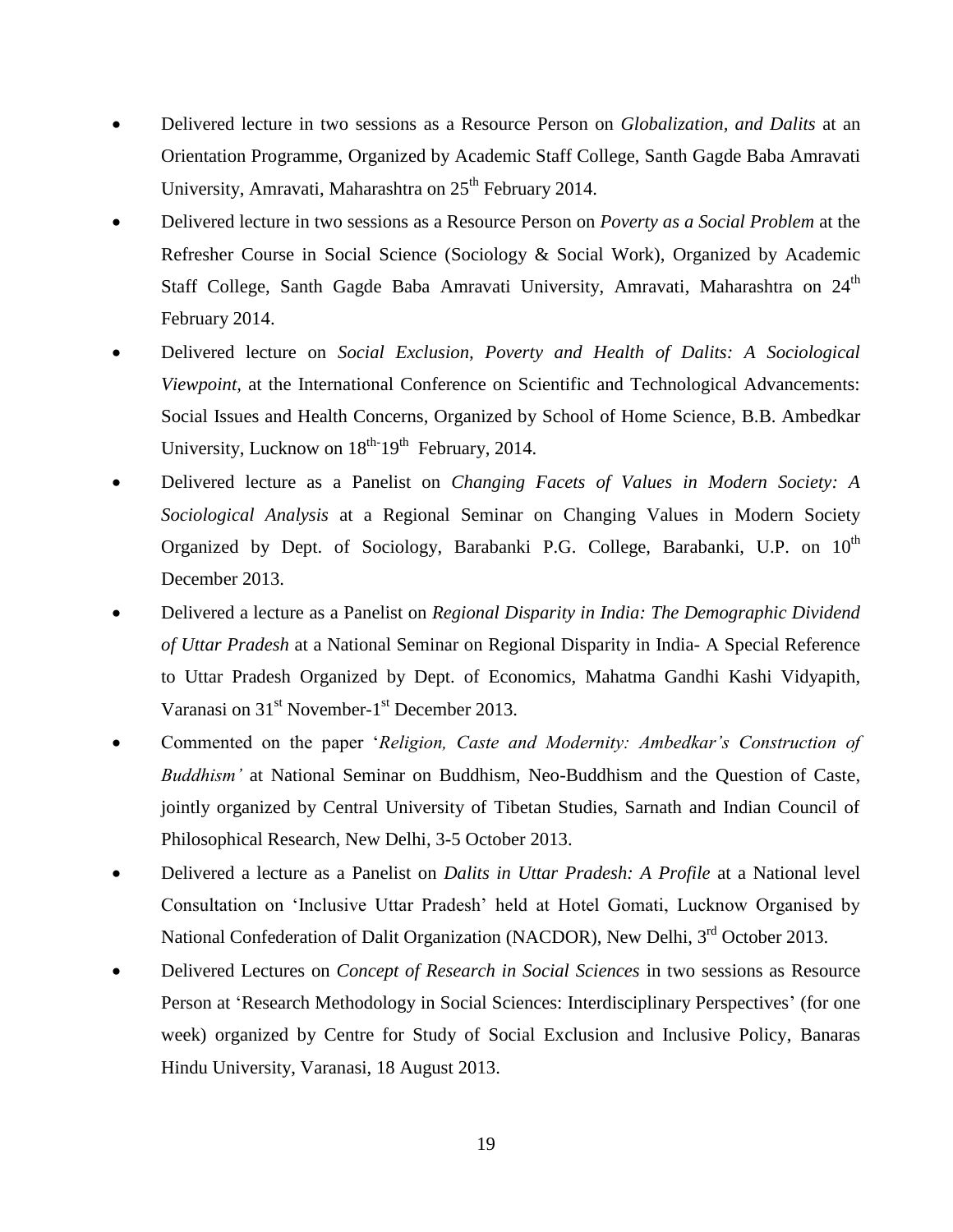- Delivered lecture in two sessions as a Resource Person on *Globalization, and Dalits* at an Orientation Programme, Organized by Academic Staff College, Santh Gagde Baba Amravati University, Amravati, Maharashtra on 25th February 2014.
- Delivered lecture in two sessions as a Resource Person on *Poverty as a Social Problem* at the Refresher Course in Social Science (Sociology & Social Work), Organized by Academic Staff College, Santh Gagde Baba Amravati University, Amravati, Maharashtra on 24th February 2014.
- Delivered lecture on *Social Exclusion, Poverty and Health of Dalits: A Sociological Viewpoint,* at the International Conference on Scientific and Technological Advancements: Social Issues and Health Concerns, Organized by School of Home Science, B.B. Ambedkar University, Lucknow on 18th-19th February, 2014.
- Delivered lecture as a Panelist on *Changing Facets of Values in Modern Society: A Sociological Analysis* at a Regional Seminar on Changing Values in Modern Society Organized by Dept. of Sociology, Barabanki P.G. College, Barabanki, U.P. on 10th December 2013.
- Delivered a lecture as a Panelist on *Regional Disparity in India: The Demographic Dividend of Uttar Pradesh* at a National Seminar on Regional Disparity in India- A Special Reference to Uttar Pradesh Organized by Dept. of Economics, Mahatma Gandhi Kashi Vidyapith, Varanasi on 31st November-1st December 2013.
- Commented on the paper '*Religion, Caste and Modernity: Ambedkar's Construction of Buddhism'* at National Seminar on Buddhism, Neo-Buddhism and the Question of Caste, jointly organized by Central University of Tibetan Studies, Sarnath and Indian Council of Philosophical Research, New Delhi, 3-5 October 2013.
- Delivered a lecture as a Panelist on *Dalits in Uttar Pradesh: A Profile* at a National level Consultation on 'Inclusive Uttar Pradesh' held at Hotel Gomati, Lucknow Organised by National Confederation of Dalit Organization (NACDOR), New Delhi, 3rd October 2013.
- Delivered Lectures on *Concept of Research in Social Sciences* in two sessions as Resource Person at 'Research Methodology in Social Sciences: Interdisciplinary Perspectives' (for one week) organized by Centre for Study of Social Exclusion and Inclusive Policy, Banaras Hindu University, Varanasi, 18 August 2013.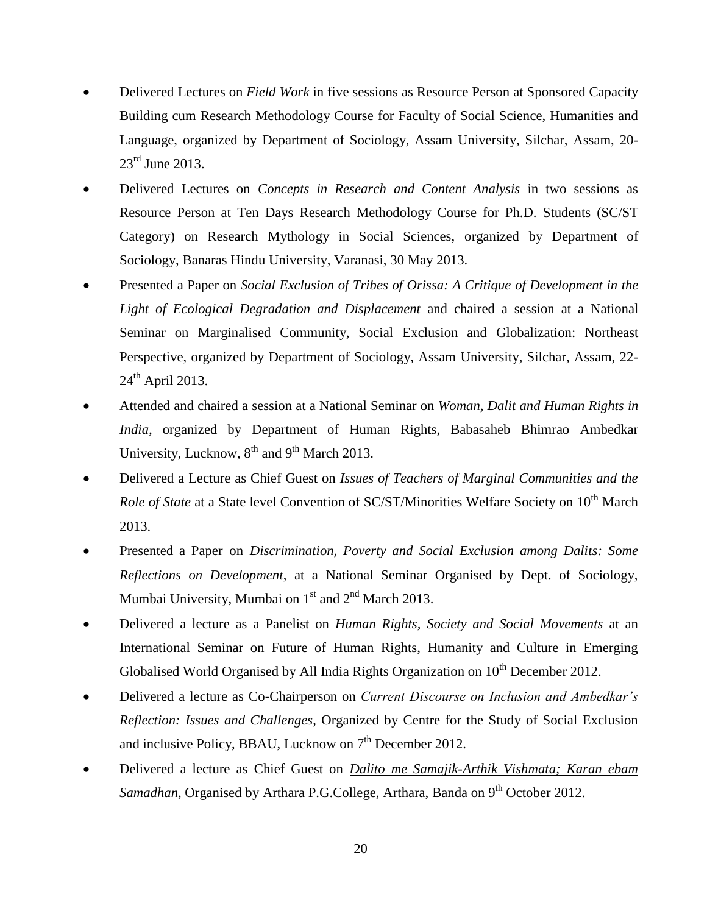- Delivered Lectures on *Field Work* in five sessions as Resource Person at Sponsored Capacity Building cum Research Methodology Course for Faculty of Social Science, Humanities and Language, organized by Department of Sociology, Assam University, Silchar, Assam, 20-23rd June 2013.
- Delivered Lectures on *Concepts in Research and Content Analysis* in two sessions as Resource Person at Ten Days Research Methodology Course for Ph.D. Students (SC/ST Category) on Research Mythology in Social Sciences, organized by Department of Sociology, Banaras Hindu University, Varanasi, 30 May 2013.
- Presented a Paper on *Social Exclusion of Tribes of Orissa: A Critique of Development in the Light of Ecological Degradation and Displacement* and chaired a session at a National Seminar on Marginalised Community, Social Exclusion and Globalization: Northeast Perspective, organized by Department of Sociology, Assam University, Silchar, Assam, 22-24th April 2013.
- Attended and chaired a session at a National Seminar on *Woman, Dalit and Human Rights in India,* organized by Department of Human Rights, Babasaheb Bhimrao Ambedkar University, Lucknow, 8th and 9th March 2013.
- Delivered a Lecture as Chief Guest on *Issues of Teachers of Marginal Communities and the Role of State* at a State level Convention of SC/ST/Minorities Welfare Society on 10th March 2013.
- Presented a Paper on *Discrimination, Poverty and Social Exclusion among Dalits: Some Reflections on Development*, at a National Seminar Organised by Dept. of Sociology, Mumbai University, Mumbai on 1st and 2nd March 2013.
- Delivered a lecture as a Panelist on *Human Rights, Society and Social Movements* at an International Seminar on Future of Human Rights, Humanity and Culture in Emerging Globalised World Organised by All India Rights Organization on 10th December 2012.
- Delivered a lecture as Co-Chairperson on *Current Discourse on Inclusion and Ambedkar's Reflection: Issues and Challenges*, Organized by Centre for the Study of Social Exclusion and inclusive Policy, BBAU, Lucknow on 7th December 2012.
- Delivered a lecture as Chief Guest on *Dalito me Samajik-Arthik Vishmata; Karan ebam Samadhan*, Organised by Arthara P.G.College, Arthara, Banda on 9th October 2012.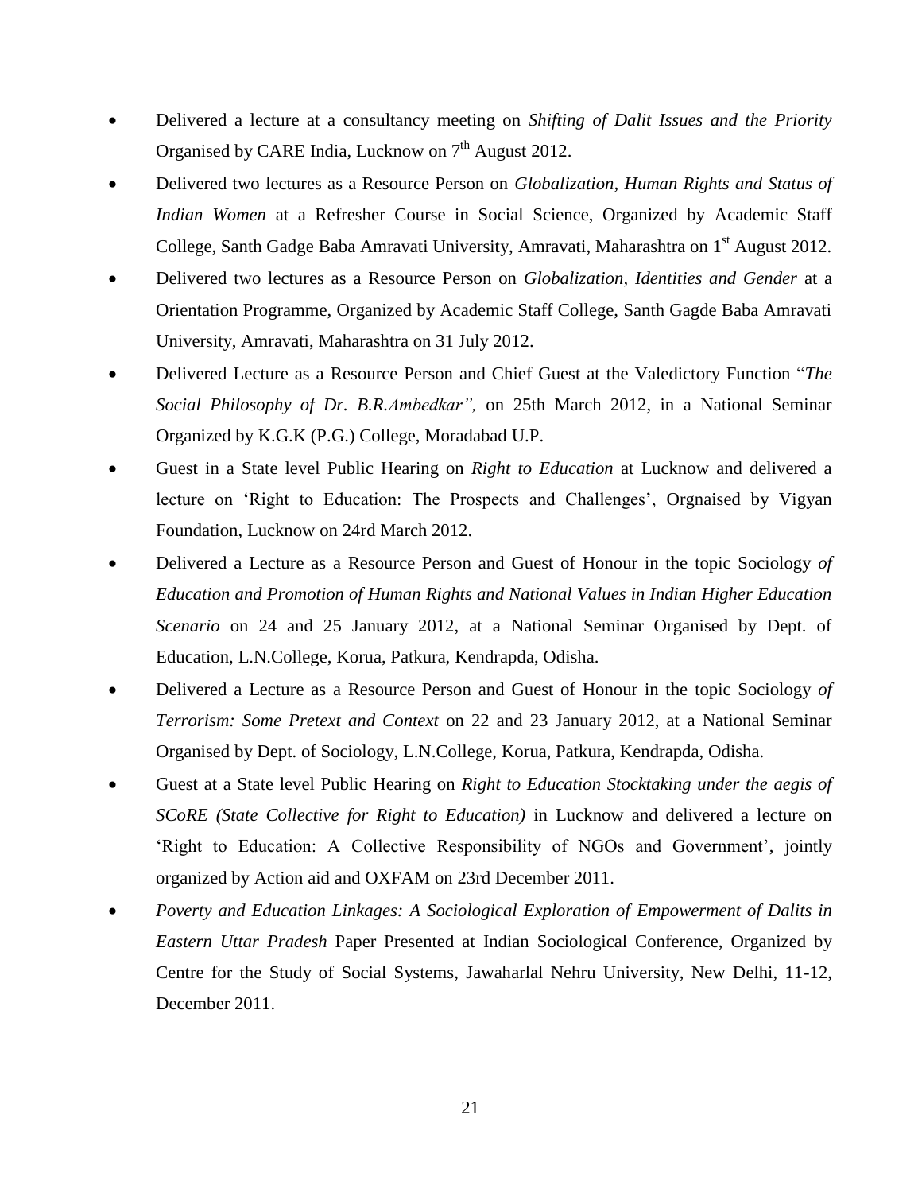- Delivered a lecture at a consultancy meeting on *Shifting of Dalit Issues and the Priority* Organised by CARE India, Lucknow on 7th August 2012.
- Delivered two lectures as a Resource Person on *Globalization, Human Rights and Status of Indian Women* at a Refresher Course in Social Science, Organized by Academic Staff College, Santh Gadge Baba Amravati University, Amravati, Maharashtra on 1st August 2012.
- Delivered two lectures as a Resource Person on *Globalization, Identities and Gender* at a Orientation Programme, Organized by Academic Staff College, Santh Gagde Baba Amravati University, Amravati, Maharashtra on 31 July 2012.
- Delivered Lecture as a Resource Person and Chief Guest at the Valedictory Function "*The Social Philosophy of Dr. B.R.Ambedkar",* on 25th March 2012, in a National Seminar Organized by K.G.K (P.G.) College, Moradabad U.P.
- Guest in a State level Public Hearing on *Right to Education* at Lucknow and delivered a lecture on 'Right to Education: The Prospects and Challenges', Orgnaised by Vigyan Foundation, Lucknow on 24rd March 2012.
- Delivered a Lecture as a Resource Person and Guest of Honour in the topic Sociology *of Education and Promotion of Human Rights and National Values in Indian Higher Education Scenario* on 24 and 25 January 2012, at a National Seminar Organised by Dept. of Education, L.N.College, Korua, Patkura, Kendrapda, Odisha.
- Delivered a Lecture as a Resource Person and Guest of Honour in the topic Sociology *of Terrorism: Some Pretext and Context* on 22 and 23 January 2012, at a National Seminar Organised by Dept. of Sociology, L.N.College, Korua, Patkura, Kendrapda, Odisha.
- Guest at a State level Public Hearing on *Right to Education Stocktaking under the aegis of SCoRE (State Collective for Right to Education)* in Lucknow and delivered a lecture on 'Right to Education: A Collective Responsibility of NGOs and Government', jointly organized by Action aid and OXFAM on 23rd December 2011.
- *Poverty and Education Linkages: A Sociological Exploration of Empowerment of Dalits in Eastern Uttar Pradesh* Paper Presented at Indian Sociological Conference, Organized by Centre for the Study of Social Systems, Jawaharlal Nehru University, New Delhi, 11-12, December 2011.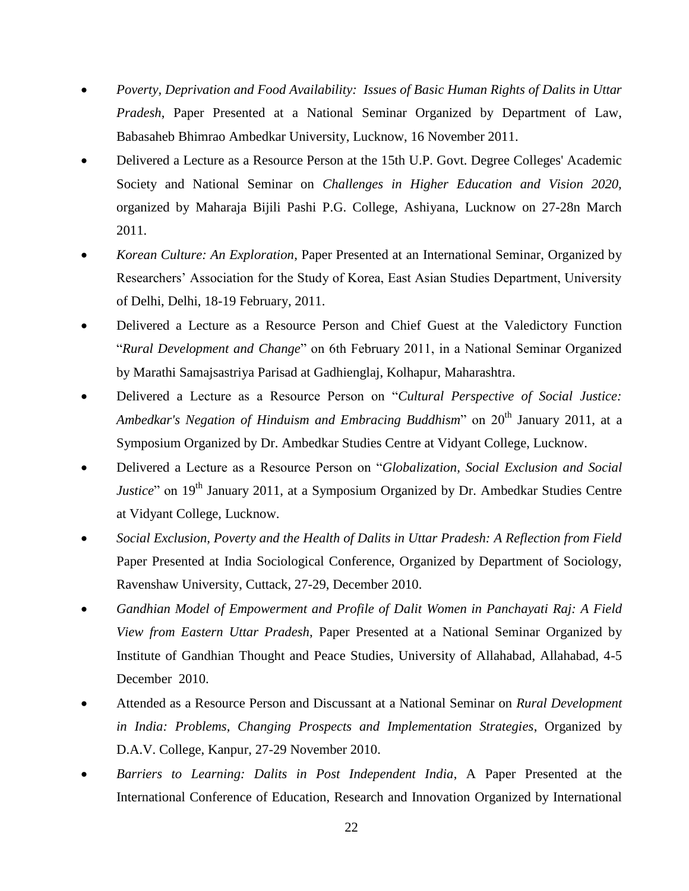- *Poverty, Deprivation and Food Availability: Issues of Basic Human Rights of Dalits in Uttar Pradesh*, Paper Presented at a National Seminar Organized by Department of Law, Babasaheb Bhimrao Ambedkar University, Lucknow, 16 November 2011.
- Delivered a Lecture as a Resource Person at the 15th U.P. Govt. Degree Colleges' Academic Society and National Seminar on *Challenges in Higher Education and Vision 2020,* organized by Maharaja Bijili Pashi P.G. College, Ashiyana, Lucknow on 27-28n March 2011.
- *Korean Culture: An Exploration*, Paper Presented at an International Seminar, Organized by Researchers' Association for the Study of Korea, East Asian Studies Department, University of Delhi, Delhi, 18-19 February, 2011.
- Delivered a Lecture as a Resource Person and Chief Guest at the Valedictory Function "*Rural Development and Change*" on 6th February 2011, in a National Seminar Organized by Marathi Samajsastriya Parisad at Gadhienglaj, Kolhapur, Maharashtra.
- Delivered a Lecture as a Resource Person on "*Cultural Perspective of Social Justice: Ambedkar's Negation of Hinduism and Embracing Buddhism*" on 20th January 2011, at a Symposium Organized by Dr. Ambedkar Studies Centre at Vidyant College, Lucknow.
- Delivered a Lecture as a Resource Person on "*Globalization, Social Exclusion and Social Justice*" on 19th January 2011, at a Symposium Organized by Dr. Ambedkar Studies Centre at Vidyant College, Lucknow.
- *Social Exclusion, Poverty and the Health of Dalits in Uttar Pradesh: A Reflection from Field* Paper Presented at India Sociological Conference, Organized by Department of Sociology, Ravenshaw University, Cuttack, 27-29, December 2010.
- *Gandhian Model of Empowerment and Profile of Dalit Women in Panchayati Raj: A Field View from Eastern Uttar Pradesh,* Paper Presented at a National Seminar Organized by Institute of Gandhian Thought and Peace Studies, University of Allahabad, Allahabad, 4-5 December 2010.
- Attended as a Resource Person and Discussant at a National Seminar on *Rural Development in India: Problems, Changing Prospects and Implementation Strategies*, Organized by D.A.V. College, Kanpur, 27-29 November 2010.
- *Barriers to Learning: Dalits in Post Independent India*, A Paper Presented at the International Conference of Education, Research and Innovation Organized by International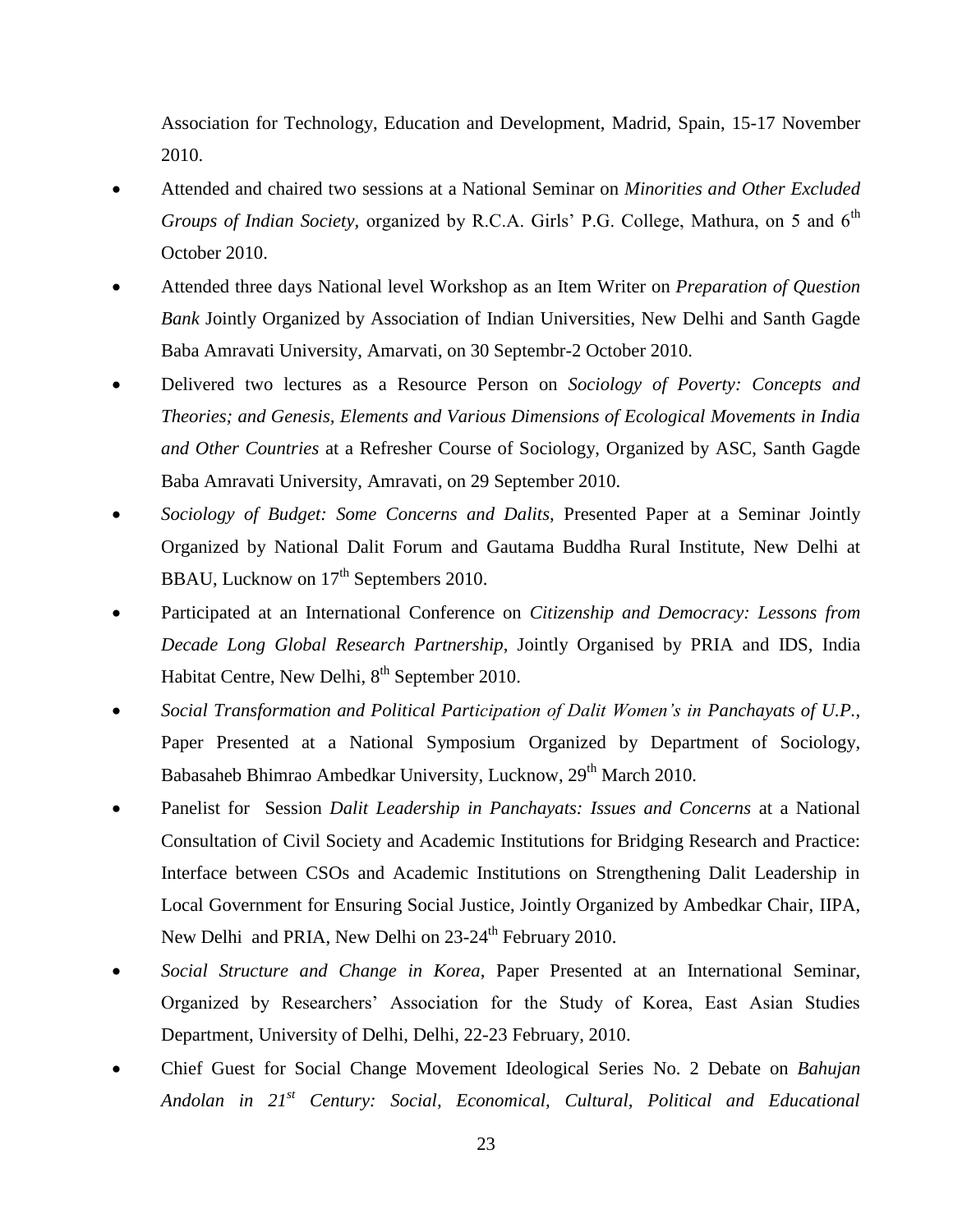Association for Technology, Education and Development, Madrid, Spain, 15-17 November 2010.

- Attended and chaired two sessions at a National Seminar on *Minorities and Other Excluded Groups of Indian Society,* organized by R.C.A. Girls' P.G. College, Mathura, on 5 and 6th October 2010.
- Attended three days National level Workshop as an Item Writer on *Preparation of Question Bank* Jointly Organized by Association of Indian Universities, New Delhi and Santh Gagde Baba Amravati University, Amarvati, on 30 Septembr-2 October 2010.
- Delivered two lectures as a Resource Person on *Sociology of Poverty: Concepts and Theories; and Genesis, Elements and Various Dimensions of Ecological Movements in India and Other Countries* at a Refresher Course of Sociology, Organized by ASC, Santh Gagde Baba Amravati University, Amravati, on 29 September 2010.
- *Sociology of Budget: Some Concerns and Dalits,* Presented Paper at a Seminar Jointly Organized by National Dalit Forum and Gautama Buddha Rural Institute, New Delhi at BBAU, Lucknow on 17th Septembers 2010.
- Participated at an International Conference on *Citizenship and Democracy: Lessons from Decade Long Global Research Partnership*, Jointly Organised by PRIA and IDS, India Habitat Centre, New Delhi, 8th September 2010.
- *Social Transformation and Political Participation of Dalit Women's in Panchayats of U.P.*, Paper Presented at a National Symposium Organized by Department of Sociology, Babasaheb Bhimrao Ambedkar University, Lucknow, 29th March 2010.
- Panelist for Session *Dalit Leadership in Panchayats: Issues and Concerns* at a National Consultation of Civil Society and Academic Institutions for Bridging Research and Practice: Interface between CSOs and Academic Institutions on Strengthening Dalit Leadership in Local Government for Ensuring Social Justice, Jointly Organized by Ambedkar Chair, IIPA, New Delhi and PRIA, New Delhi on 23-24th February 2010.
- *Social Structure and Change in Korea*, Paper Presented at an International Seminar, Organized by Researchers' Association for the Study of Korea, East Asian Studies Department, University of Delhi, Delhi, 22-23 February, 2010.
- Chief Guest for Social Change Movement Ideological Series No. 2 Debate on *Bahujan Andolan in 21st Century: Social, Economical, Cultural, Political and Educational*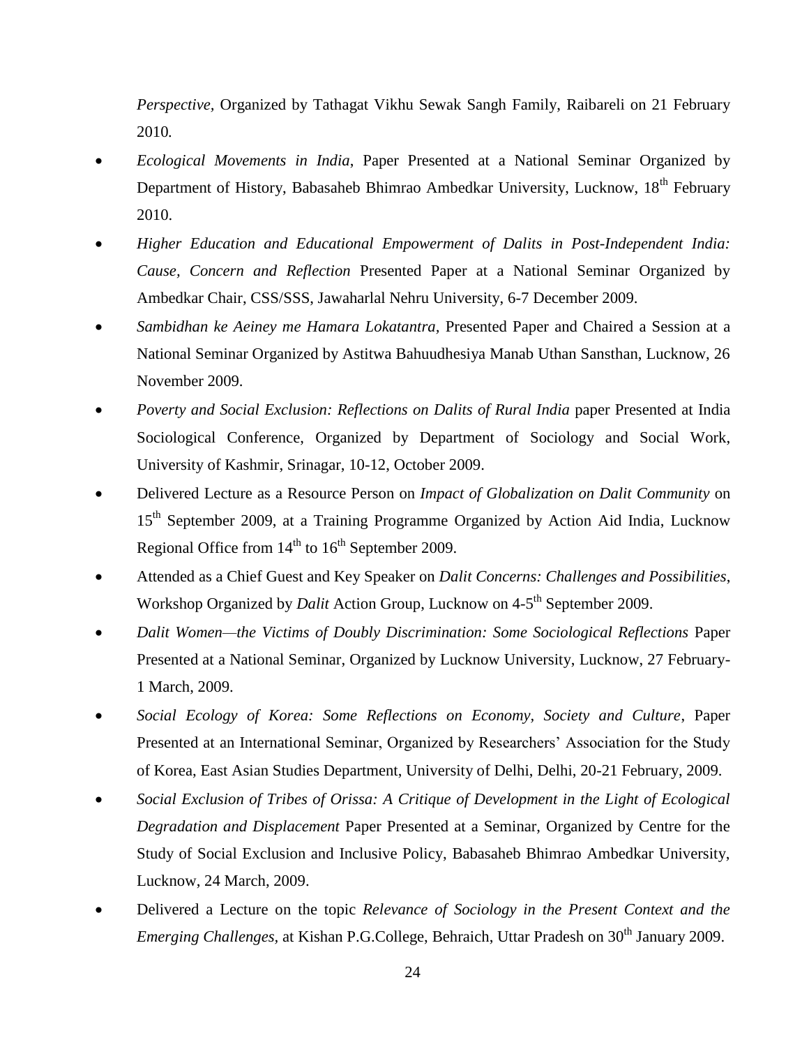*Perspective,* Organized by Tathagat Vikhu Sewak Sangh Family, Raibareli on 21 February 2010*.*

- *Ecological Movements in India*, Paper Presented at a National Seminar Organized by Department of History, Babasaheb Bhimrao Ambedkar University, Lucknow, 18th February 2010.
- *Higher Education and Educational Empowerment of Dalits in Post-Independent India: Cause, Concern and Reflection* Presented Paper at a National Seminar Organized by Ambedkar Chair, CSS/SSS, Jawaharlal Nehru University, 6-7 December 2009.
- *Sambidhan ke Aeiney me Hamara Lokatantra,* Presented Paper and Chaired a Session at a National Seminar Organized by Astitwa Bahuudhesiya Manab Uthan Sansthan, Lucknow, 26 November 2009.
- *Poverty and Social Exclusion: Reflections on Dalits of Rural India* paper Presented at India Sociological Conference, Organized by Department of Sociology and Social Work, University of Kashmir, Srinagar, 10-12, October 2009.
- Delivered Lecture as a Resource Person on *Impact of Globalization on Dalit Community* on 15th September 2009, at a Training Programme Organized by Action Aid India, Lucknow Regional Office from 14th to 16th September 2009.
- Attended as a Chief Guest and Key Speaker on *Dalit Concerns: Challenges and Possibilities*, Workshop Organized by *Dalit* Action Group, Lucknow on 4-5th September 2009.
- *Dalit Women—the Victims of Doubly Discrimination: Some Sociological Reflections* Paper Presented at a National Seminar, Organized by Lucknow University, Lucknow, 27 February-1 March, 2009.
- *Social Ecology of Korea: Some Reflections on Economy, Society and Culture*, Paper Presented at an International Seminar, Organized by Researchers' Association for the Study of Korea, East Asian Studies Department, University of Delhi, Delhi, 20-21 February, 2009.
- *Social Exclusion of Tribes of Orissa: A Critique of Development in the Light of Ecological Degradation and Displacement* Paper Presented at a Seminar, Organized by Centre for the Study of Social Exclusion and Inclusive Policy, Babasaheb Bhimrao Ambedkar University, Lucknow, 24 March, 2009.
- Delivered a Lecture on the topic *Relevance of Sociology in the Present Context and the Emerging Challenges*, at Kishan P.G.College, Behraich, Uttar Pradesh on 30th January 2009.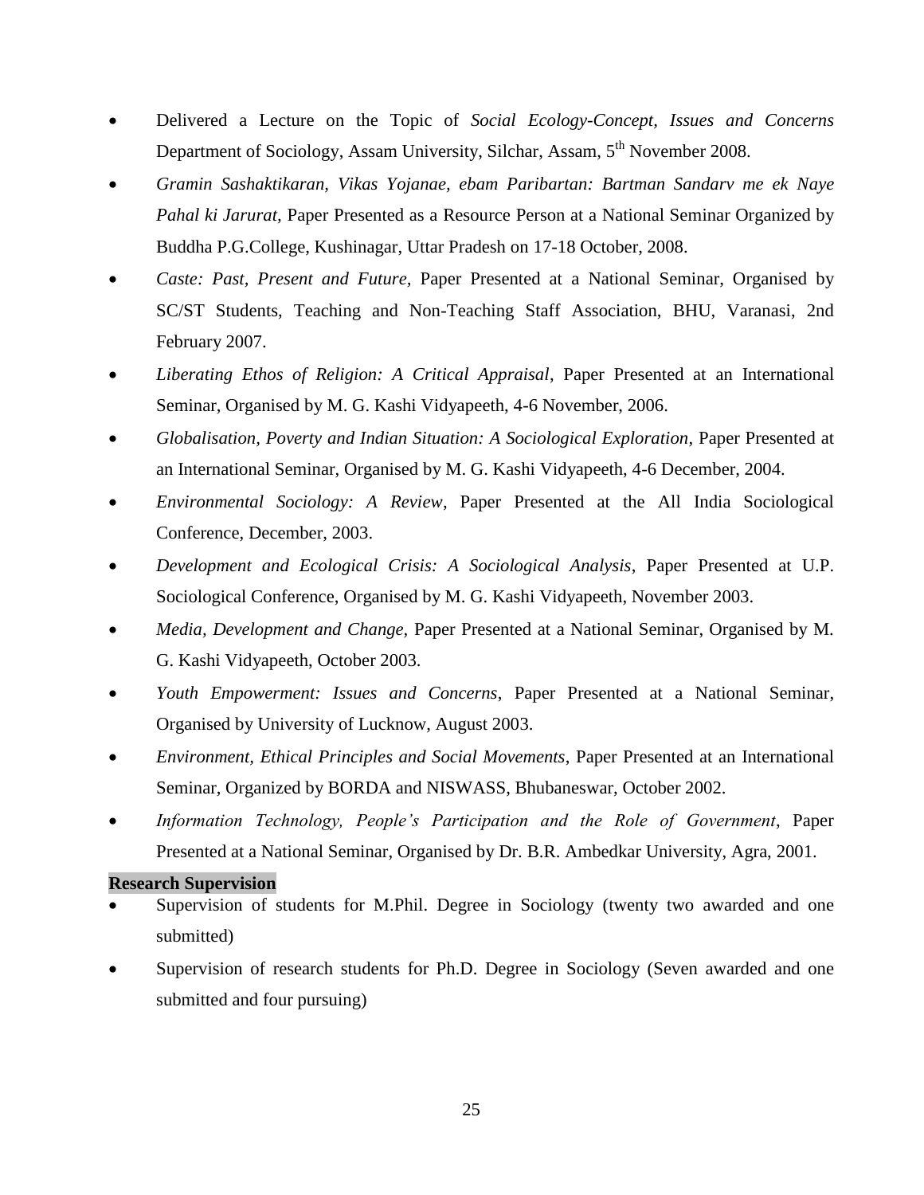- Delivered a Lecture on the Topic of *Social Ecology-Concept, Issues and Concerns* Department of Sociology, Assam University, Silchar, Assam, 5th November 2008.
- *Gramin Sashaktikaran, Vikas Yojanae, ebam Paribartan: Bartman Sandarv me ek Naye Pahal ki Jarurat,* Paper Presented as a Resource Person at a National Seminar Organized by Buddha P.G.College, Kushinagar, Uttar Pradesh on 17-18 October, 2008.
- *Caste: Past, Present and Future,* Paper Presented at a National Seminar, Organised by SC/ST Students, Teaching and Non-Teaching Staff Association, BHU, Varanasi, 2nd February 2007.
- *Liberating Ethos of Religion: A Critical Appraisal*, Paper Presented at an International Seminar, Organised by M. G. Kashi Vidyapeeth, 4-6 November, 2006.
- *Globalisation, Poverty and Indian Situation: A Sociological Exploration*, Paper Presented at an International Seminar, Organised by M. G. Kashi Vidyapeeth, 4-6 December, 2004.
- *Environmental Sociology: A Review*, Paper Presented at the All India Sociological Conference, December, 2003.
- *Development and Ecological Crisis: A Sociological Analysis*, Paper Presented at U.P. Sociological Conference, Organised by M. G. Kashi Vidyapeeth, November 2003.
- *Media, Development and Change*, Paper Presented at a National Seminar, Organised by M. G. Kashi Vidyapeeth, October 2003.
- *Youth Empowerment: Issues and Concerns*, Paper Presented at a National Seminar, Organised by University of Lucknow, August 2003.
- *Environment, Ethical Principles and Social Movements*, Paper Presented at an International Seminar, Organized by BORDA and NISWASS, Bhubaneswar, October 2002.
- *Information Technology, People's Participation and the Role of Government*, Paper Presented at a National Seminar, Organised by Dr. B.R. Ambedkar University, Agra, 2001.

**Research Supervision**

- Supervision of students for M.Phil. Degree in Sociology (twenty two awarded and one submitted)
- Supervision of research students for Ph.D. Degree in Sociology (Seven awarded and one submitted and four pursuing)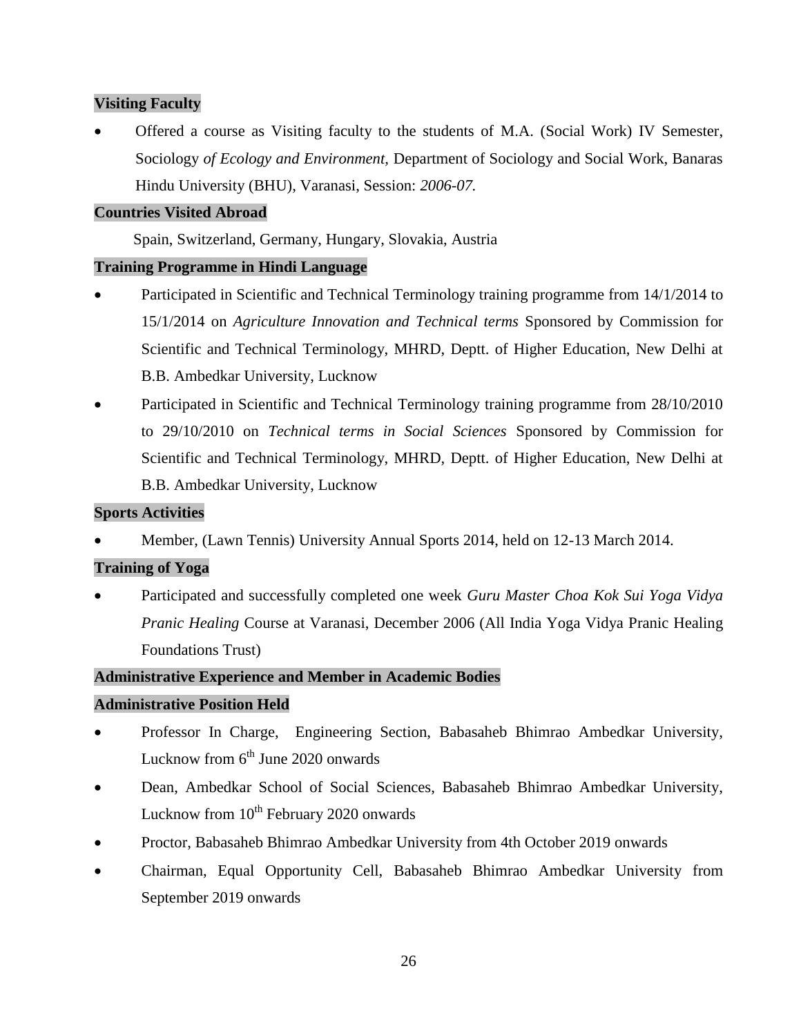### Visiting Faculty

- Offered a course as Visiting faculty to the students of M.A. (Social Work) IV Semester, Sociology *of Ecology and Environment,* Department of Sociology and Social Work, Banaras Hindu University (BHU), Varanasi, Session: *2006-07.*

### Countries Visited Abroad

Spain, Switzerland, Germany, Hungary, Slovakia, Austria

### Training Programme in Hindi Language

- Participated in Scientific and Technical Terminology training programme from 14/1/2014 to 15/1/2014 on *Agriculture Innovation and Technical terms* Sponsored by Commission for Scientific and Technical Terminology, MHRD, Deptt. of Higher Education, New Delhi at B.B. Ambedkar University, Lucknow
- Participated in Scientific and Technical Terminology training programme from 28/10/2010 to 29/10/2010 on *Technical terms in Social Sciences* Sponsored by Commission for Scientific and Technical Terminology, MHRD, Deptt. of Higher Education, New Delhi at B.B. Ambedkar University, Lucknow

### Sports Activities

- Member, (Lawn Tennis) University Annual Sports 2014, held on 12-13 March 2014.

### Training of Yoga

- Participated and successfully completed one week *Guru Master Choa Kok Sui Yoga Vidya Pranic Healing* Course at Varanasi, December 2006 (All India Yoga Vidya Pranic Healing Foundations Trust)

### Administrative Experience and Member in Academic Bodies

### Administrative Position Held

- Professor In Charge, Engineering Section, Babasaheb Bhimrao Ambedkar University, Lucknow from 6th June 2020 onwards
- Dean, Ambedkar School of Social Sciences, Babasaheb Bhimrao Ambedkar University, Lucknow from 10th February 2020 onwards
- Proctor, Babasaheb Bhimrao Ambedkar University from 4th October 2019 onwards
- Chairman, Equal Opportunity Cell, Babasaheb Bhimrao Ambedkar University from September 2019 onwards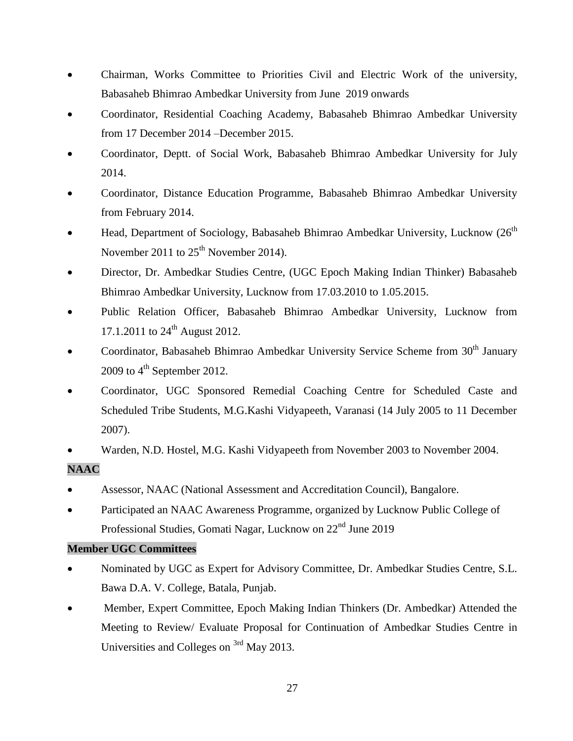- Chairman, Works Committee to Priorities Civil and Electric Work of the university, Babasaheb Bhimrao Ambedkar University from June 2019 onwards
- Coordinator, Residential Coaching Academy, Babasaheb Bhimrao Ambedkar University from 17 December 2014 –December 2015.
- Coordinator, Deptt. of Social Work, Babasaheb Bhimrao Ambedkar University for July 2014.
- Coordinator, Distance Education Programme, Babasaheb Bhimrao Ambedkar University from February 2014.
- Head, Department of Sociology, Babasaheb Bhimrao Ambedkar University, Lucknow (26th November 2011 to 25th November 2014).
- Director, Dr. Ambedkar Studies Centre, (UGC Epoch Making Indian Thinker) Babasaheb Bhimrao Ambedkar University, Lucknow from 17.03.2010 to 1.05.2015.
- Public Relation Officer, Babasaheb Bhimrao Ambedkar University, Lucknow from 17.1.2011 to 24th August 2012.
- Coordinator, Babasaheb Bhimrao Ambedkar University Service Scheme from 30th January 2009 to 4th September 2012.
- Coordinator, UGC Sponsored Remedial Coaching Centre for Scheduled Caste and Scheduled Tribe Students, M.G.Kashi Vidyapeeth, Varanasi (14 July 2005 to 11 December 2007).
- Warden, N.D. Hostel, M.G. Kashi Vidyapeeth from November 2003 to November 2004.

**NAAC**

- Assessor, NAAC (National Assessment and Accreditation Council), Bangalore.
- Participated an NAAC Awareness Programme, organized by Lucknow Public College of Professional Studies, Gomati Nagar, Lucknow on 22nd June 2019

**Member UGC Committees**

- Nominated by UGC as Expert for Advisory Committee, Dr. Ambedkar Studies Centre, S.L. Bawa D.A. V. College, Batala, Punjab.
- Member, Expert Committee, Epoch Making Indian Thinkers (Dr. Ambedkar) Attended the Meeting to Review/ Evaluate Proposal for Continuation of Ambedkar Studies Centre in Universities and Colleges on 3rd May 2013.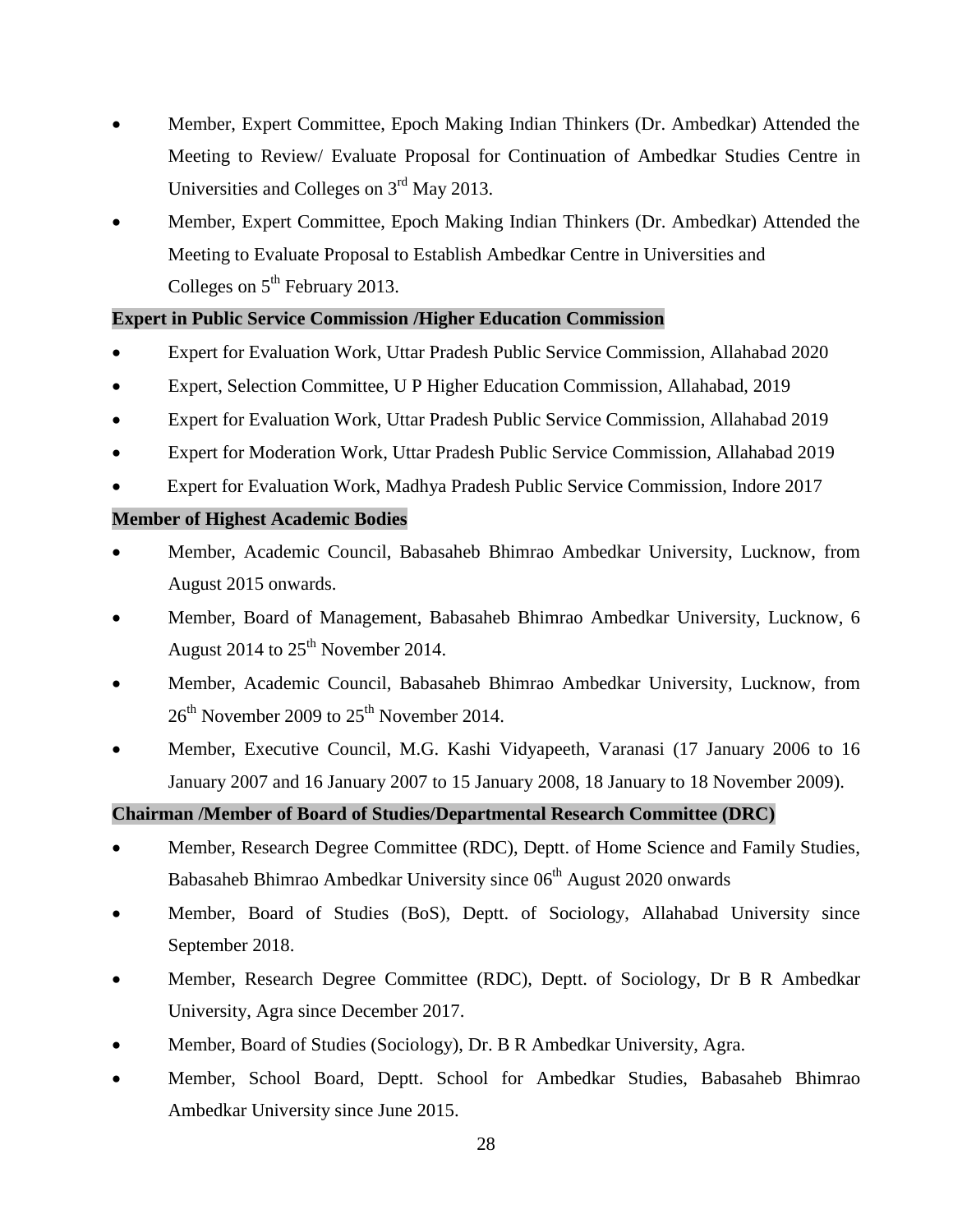- Member, Expert Committee, Epoch Making Indian Thinkers (Dr. Ambedkar) Attended the Meeting to Review/ Evaluate Proposal for Continuation of Ambedkar Studies Centre in Universities and Colleges on 3rd May 2013.
- Member, Expert Committee, Epoch Making Indian Thinkers (Dr. Ambedkar) Attended the Meeting to Evaluate Proposal to Establish Ambedkar Centre in Universities and Colleges on 5th February 2013.

**Expert in Public Service Commission /Higher Education Commission**

- Expert for Evaluation Work, Uttar Pradesh Public Service Commission, Allahabad 2020
- Expert, Selection Committee, U P Higher Education Commission, Allahabad, 2019
- Expert for Evaluation Work, Uttar Pradesh Public Service Commission, Allahabad 2019
- Expert for Moderation Work, Uttar Pradesh Public Service Commission, Allahabad 2019
- Expert for Evaluation Work, Madhya Pradesh Public Service Commission, Indore 2017

**Member of Highest Academic Bodies**

- Member, Academic Council, Babasaheb Bhimrao Ambedkar University, Lucknow, from August 2015 onwards.
- Member, Board of Management, Babasaheb Bhimrao Ambedkar University, Lucknow, 6 August 2014 to 25th November 2014.
- Member, Academic Council, Babasaheb Bhimrao Ambedkar University, Lucknow, from 26th November 2009 to 25th November 2014.
- Member, Executive Council, M.G. Kashi Vidyapeeth, Varanasi (17 January 2006 to 16 January 2007 and 16 January 2007 to 15 January 2008, 18 January to 18 November 2009).

**Chairman /Member of Board of Studies/Departmental Research Committee (DRC)**

- Member, Research Degree Committee (RDC), Deptt. of Home Science and Family Studies, Babasaheb Bhimrao Ambedkar University since 06th August 2020 onwards
- Member, Board of Studies (BoS), Deptt. of Sociology, Allahabad University since September 2018.
- Member, Research Degree Committee (RDC), Deptt. of Sociology, Dr B R Ambedkar University, Agra since December 2017.
- Member, Board of Studies (Sociology), Dr. B R Ambedkar University, Agra.
- Member, School Board, Deptt. School for Ambedkar Studies, Babasaheb Bhimrao Ambedkar University since June 2015.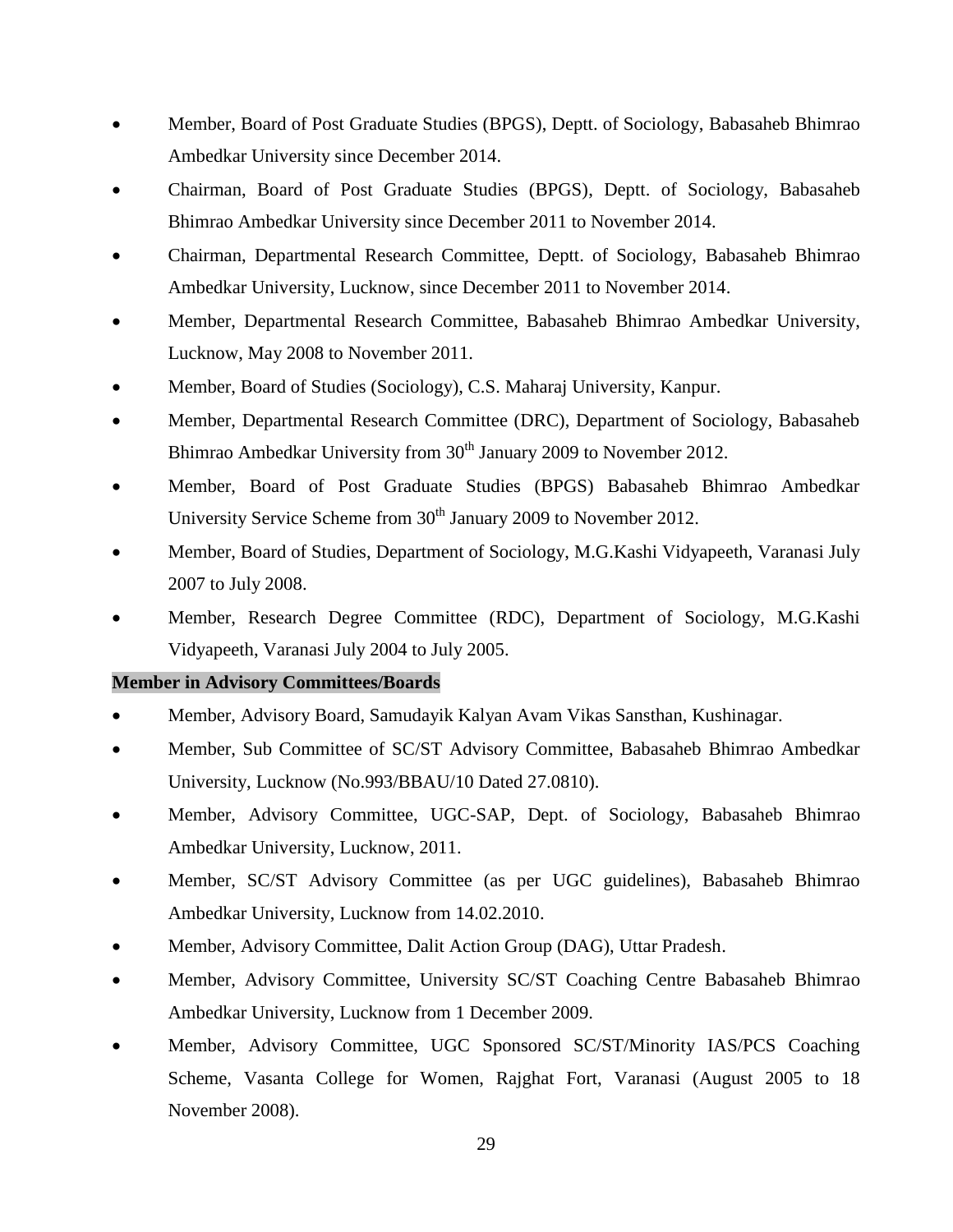- Member, Board of Post Graduate Studies (BPGS), Deptt. of Sociology, Babasaheb Bhimrao Ambedkar University since December 2014.
- Chairman, Board of Post Graduate Studies (BPGS), Deptt. of Sociology, Babasaheb Bhimrao Ambedkar University since December 2011 to November 2014.
- Chairman, Departmental Research Committee, Deptt. of Sociology, Babasaheb Bhimrao Ambedkar University, Lucknow, since December 2011 to November 2014.
- Member, Departmental Research Committee, Babasaheb Bhimrao Ambedkar University, Lucknow, May 2008 to November 2011.
- Member, Board of Studies (Sociology), C.S. Maharaj University, Kanpur.
- Member, Departmental Research Committee (DRC), Department of Sociology, Babasaheb Bhimrao Ambedkar University from 30th January 2009 to November 2012.
- Member, Board of Post Graduate Studies (BPGS) Babasaheb Bhimrao Ambedkar University Service Scheme from 30th January 2009 to November 2012.
- Member, Board of Studies, Department of Sociology, M.G.Kashi Vidyapeeth, Varanasi July 2007 to July 2008.
- Member, Research Degree Committee (RDC), Department of Sociology, M.G.Kashi Vidyapeeth, Varanasi July 2004 to July 2005.

**Member in Advisory Committees/Boards**

- Member, Advisory Board, Samudayik Kalyan Avam Vikas Sansthan, Kushinagar.
- Member, Sub Committee of SC/ST Advisory Committee, Babasaheb Bhimrao Ambedkar University, Lucknow (No.993/BBAU/10 Dated 27.0810).
- Member, Advisory Committee, UGC-SAP, Dept. of Sociology, Babasaheb Bhimrao Ambedkar University, Lucknow, 2011.
- Member, SC/ST Advisory Committee (as per UGC guidelines), Babasaheb Bhimrao Ambedkar University, Lucknow from 14.02.2010.
- Member, Advisory Committee, Dalit Action Group (DAG), Uttar Pradesh.
- Member, Advisory Committee, University SC/ST Coaching Centre Babasaheb Bhimrao Ambedkar University, Lucknow from 1 December 2009.
- Member, Advisory Committee, UGC Sponsored SC/ST/Minority IAS/PCS Coaching Scheme, Vasanta College for Women, Rajghat Fort, Varanasi (August 2005 to 18 November 2008).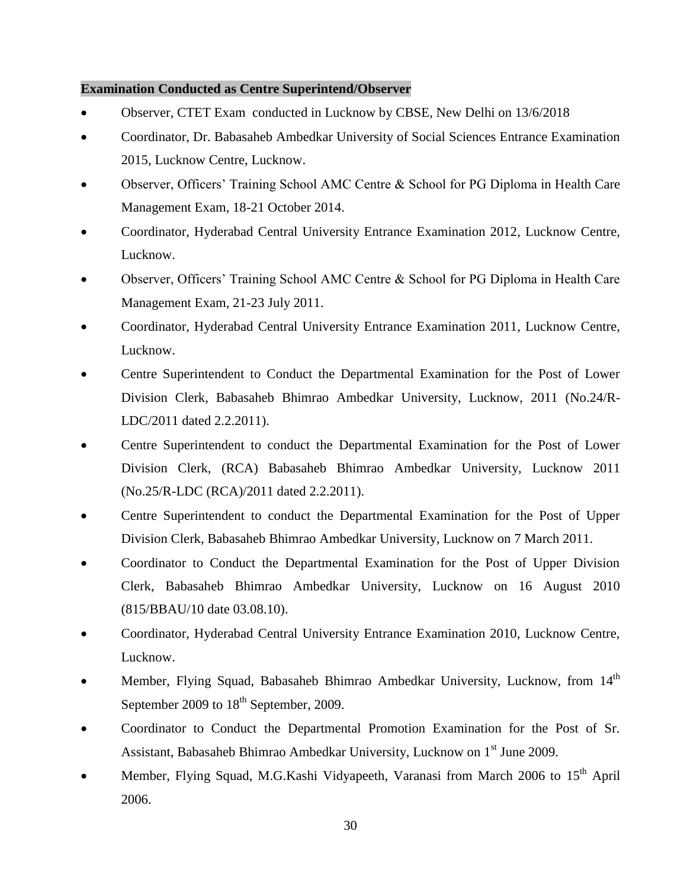**Examination Conducted as Centre Superintend/Observer**

- Observer, CTET Exam conducted in Lucknow by CBSE, New Delhi on 13/6/2018
- Coordinator, Dr. Babasaheb Ambedkar University of Social Sciences Entrance Examination 2015, Lucknow Centre, Lucknow.
- Observer, Officers' Training School AMC Centre & School for PG Diploma in Health Care Management Exam, 18-21 October 2014.
- Coordinator, Hyderabad Central University Entrance Examination 2012, Lucknow Centre, Lucknow.
- Observer, Officers' Training School AMC Centre & School for PG Diploma in Health Care Management Exam, 21-23 July 2011.
- Coordinator, Hyderabad Central University Entrance Examination 2011, Lucknow Centre, Lucknow.
- Centre Superintendent to Conduct the Departmental Examination for the Post of Lower Division Clerk, Babasaheb Bhimrao Ambedkar University, Lucknow, 2011 (No.24/R-LDC/2011 dated 2.2.2011).
- Centre Superintendent to conduct the Departmental Examination for the Post of Lower Division Clerk, (RCA) Babasaheb Bhimrao Ambedkar University, Lucknow 2011 (No.25/R-LDC (RCA)/2011 dated 2.2.2011).
- Centre Superintendent to conduct the Departmental Examination for the Post of Upper Division Clerk, Babasaheb Bhimrao Ambedkar University, Lucknow on 7 March 2011.
- Coordinator to Conduct the Departmental Examination for the Post of Upper Division Clerk, Babasaheb Bhimrao Ambedkar University, Lucknow on 16 August 2010 (815/BBAU/10 date 03.08.10).
- Coordinator, Hyderabad Central University Entrance Examination 2010, Lucknow Centre, Lucknow.
- Member, Flying Squad, Babasaheb Bhimrao Ambedkar University, Lucknow, from 14th September 2009 to 18th September, 2009.
- Coordinator to Conduct the Departmental Promotion Examination for the Post of Sr. Assistant, Babasaheb Bhimrao Ambedkar University, Lucknow on 1st June 2009.
- Member, Flying Squad, M.G.Kashi Vidyapeeth, Varanasi from March 2006 to 15th April 2006.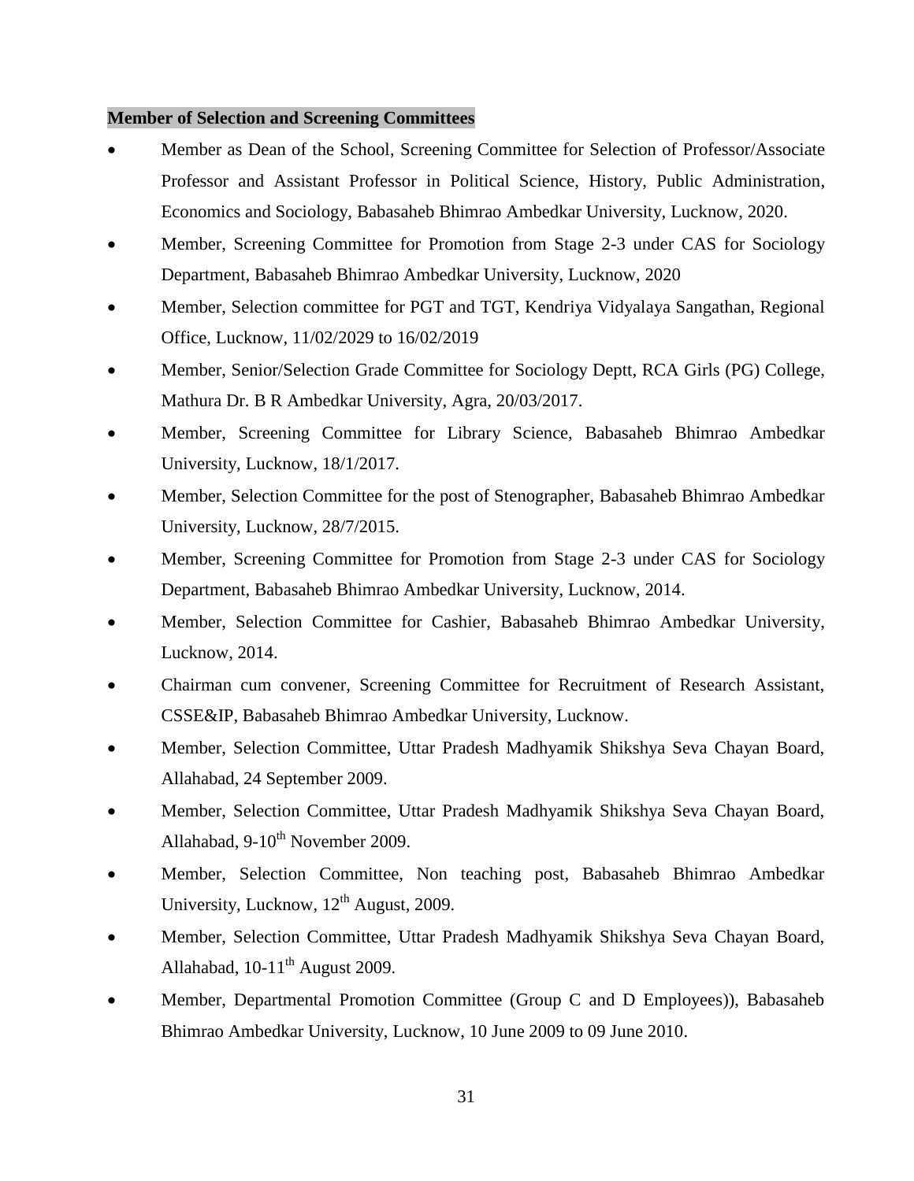**Member of Selection and Screening Committees**

- Member as Dean of the School, Screening Committee for Selection of Professor/Associate Professor and Assistant Professor in Political Science, History, Public Administration, Economics and Sociology, Babasaheb Bhimrao Ambedkar University, Lucknow, 2020.
- Member, Screening Committee for Promotion from Stage 2-3 under CAS for Sociology Department, Babasaheb Bhimrao Ambedkar University, Lucknow, 2020
- Member, Selection committee for PGT and TGT, Kendriya Vidyalaya Sangathan, Regional Office, Lucknow, 11/02/2029 to 16/02/2019
- Member, Senior/Selection Grade Committee for Sociology Deptt, RCA Girls (PG) College, Mathura Dr. B R Ambedkar University, Agra, 20/03/2017.
- Member, Screening Committee for Library Science, Babasaheb Bhimrao Ambedkar University, Lucknow, 18/1/2017.
- Member, Selection Committee for the post of Stenographer, Babasaheb Bhimrao Ambedkar University, Lucknow, 28/7/2015.
- Member, Screening Committee for Promotion from Stage 2-3 under CAS for Sociology Department, Babasaheb Bhimrao Ambedkar University, Lucknow, 2014.
- Member, Selection Committee for Cashier, Babasaheb Bhimrao Ambedkar University, Lucknow, 2014.
- Chairman cum convener, Screening Committee for Recruitment of Research Assistant, CSSE&IP, Babasaheb Bhimrao Ambedkar University, Lucknow.
- Member, Selection Committee, Uttar Pradesh Madhyamik Shikshya Seva Chayan Board, Allahabad, 24 September 2009.
- Member, Selection Committee, Uttar Pradesh Madhyamik Shikshya Seva Chayan Board, Allahabad, 9-10th November 2009.
- Member, Selection Committee, Non teaching post, Babasaheb Bhimrao Ambedkar University, Lucknow, 12th August, 2009.
- Member, Selection Committee, Uttar Pradesh Madhyamik Shikshya Seva Chayan Board, Allahabad, 10-11th August 2009.
- Member, Departmental Promotion Committee (Group C and D Employees)), Babasaheb Bhimrao Ambedkar University, Lucknow, 10 June 2009 to 09 June 2010.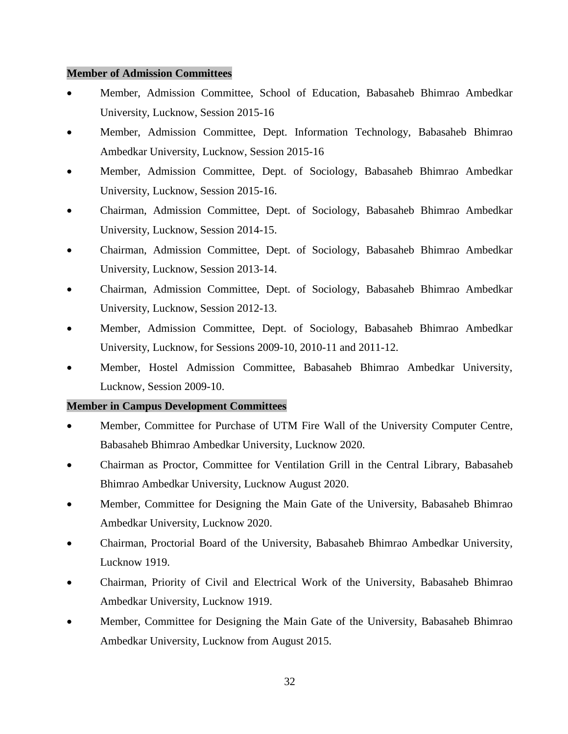**Member of Admission Committees**

- Member, Admission Committee, School of Education, Babasaheb Bhimrao Ambedkar University, Lucknow, Session 2015-16
- Member, Admission Committee, Dept. Information Technology, Babasaheb Bhimrao Ambedkar University, Lucknow, Session 2015-16
- Member, Admission Committee, Dept. of Sociology, Babasaheb Bhimrao Ambedkar University, Lucknow, Session 2015-16.
- Chairman, Admission Committee, Dept. of Sociology, Babasaheb Bhimrao Ambedkar University, Lucknow, Session 2014-15.
- Chairman, Admission Committee, Dept. of Sociology, Babasaheb Bhimrao Ambedkar University, Lucknow, Session 2013-14.
- Chairman, Admission Committee, Dept. of Sociology, Babasaheb Bhimrao Ambedkar University, Lucknow, Session 2012-13.
- Member, Admission Committee, Dept. of Sociology, Babasaheb Bhimrao Ambedkar University, Lucknow, for Sessions 2009-10, 2010-11 and 2011-12.
- Member, Hostel Admission Committee, Babasaheb Bhimrao Ambedkar University, Lucknow, Session 2009-10.

**Member in Campus Development Committees**

- Member, Committee for Purchase of UTM Fire Wall of the University Computer Centre, Babasaheb Bhimrao Ambedkar University, Lucknow 2020.
- Chairman as Proctor, Committee for Ventilation Grill in the Central Library, Babasaheb Bhimrao Ambedkar University, Lucknow August 2020.
- Member, Committee for Designing the Main Gate of the University, Babasaheb Bhimrao Ambedkar University, Lucknow 2020.
- Chairman, Proctorial Board of the University, Babasaheb Bhimrao Ambedkar University, Lucknow 1919.
- Chairman, Priority of Civil and Electrical Work of the University, Babasaheb Bhimrao Ambedkar University, Lucknow 1919.
- Member, Committee for Designing the Main Gate of the University, Babasaheb Bhimrao Ambedkar University, Lucknow from August 2015.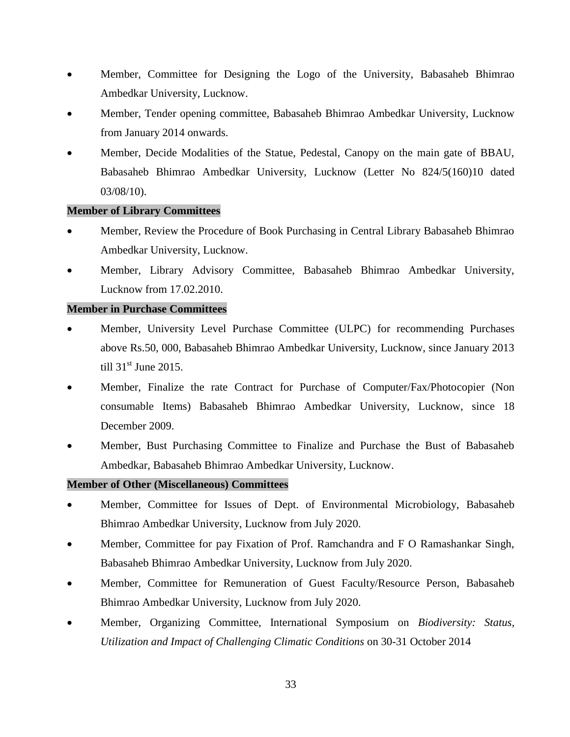- Member, Committee for Designing the Logo of the University, Babasaheb Bhimrao Ambedkar University, Lucknow.
- Member, Tender opening committee, Babasaheb Bhimrao Ambedkar University, Lucknow from January 2014 onwards.
- Member, Decide Modalities of the Statue, Pedestal, Canopy on the main gate of BBAU, Babasaheb Bhimrao Ambedkar University, Lucknow (Letter No 824/5(160)10 dated 03/08/10).

**Member of Library Committees**

- Member, Review the Procedure of Book Purchasing in Central Library Babasaheb Bhimrao Ambedkar University, Lucknow.
- Member, Library Advisory Committee, Babasaheb Bhimrao Ambedkar University, Lucknow from 17.02.2010.

**Member in Purchase Committees**

- Member, University Level Purchase Committee (ULPC) for recommending Purchases above Rs.50, 000, Babasaheb Bhimrao Ambedkar University, Lucknow, since January 2013 till 31st June 2015.
- Member, Finalize the rate Contract for Purchase of Computer/Fax/Photocopier (Non consumable Items) Babasaheb Bhimrao Ambedkar University, Lucknow, since 18 December 2009.
- Member, Bust Purchasing Committee to Finalize and Purchase the Bust of Babasaheb Ambedkar, Babasaheb Bhimrao Ambedkar University, Lucknow.

**Member of Other (Miscellaneous) Committees**

- Member, Committee for Issues of Dept. of Environmental Microbiology, Babasaheb Bhimrao Ambedkar University, Lucknow from July 2020.
- Member, Committee for pay Fixation of Prof. Ramchandra and F O Ramashankar Singh, Babasaheb Bhimrao Ambedkar University, Lucknow from July 2020.
- Member, Committee for Remuneration of Guest Faculty/Resource Person, Babasaheb Bhimrao Ambedkar University, Lucknow from July 2020.
- Member, Organizing Committee, International Symposium on *Biodiversity: Status, Utilization and Impact of Challenging Climatic Conditions* on 30-31 October 2014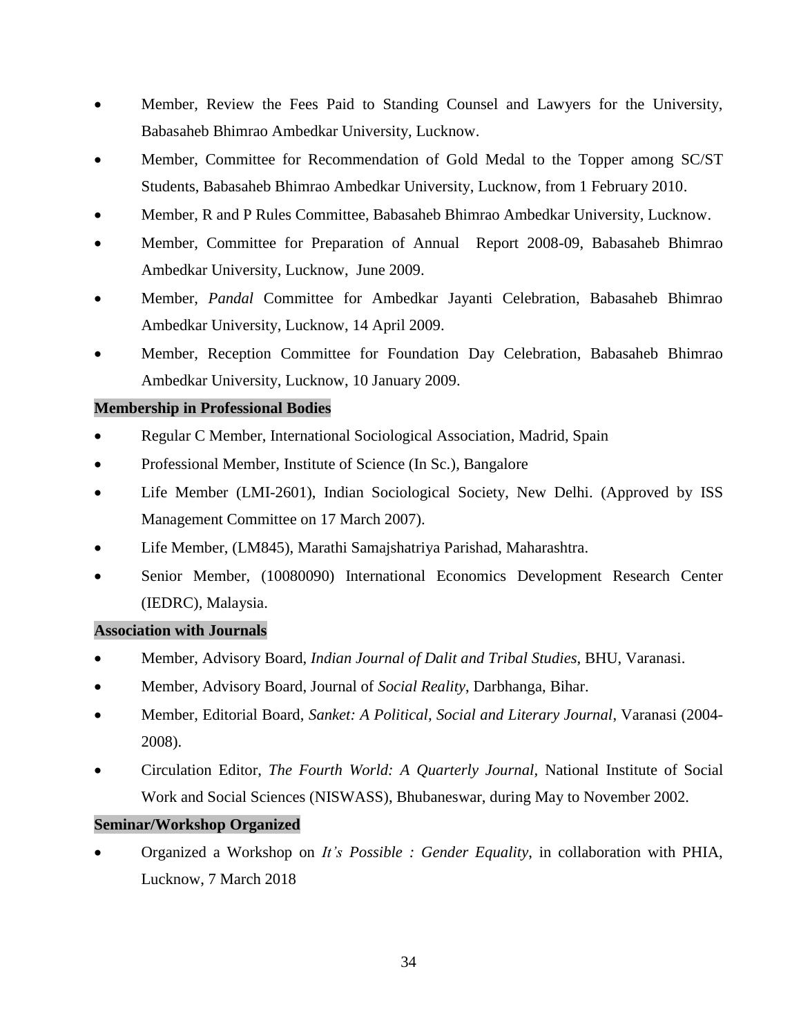- Member, Review the Fees Paid to Standing Counsel and Lawyers for the University, Babasaheb Bhimrao Ambedkar University, Lucknow.
- Member, Committee for Recommendation of Gold Medal to the Topper among SC/ST Students, Babasaheb Bhimrao Ambedkar University, Lucknow, from 1 February 2010.
- Member, R and P Rules Committee, Babasaheb Bhimrao Ambedkar University, Lucknow.
- Member, Committee for Preparation of Annual Report 2008-09, Babasaheb Bhimrao Ambedkar University, Lucknow, June 2009.
- Member, *Pandal* Committee for Ambedkar Jayanti Celebration, Babasaheb Bhimrao Ambedkar University, Lucknow, 14 April 2009.
- Member, Reception Committee for Foundation Day Celebration, Babasaheb Bhimrao Ambedkar University, Lucknow, 10 January 2009.

**Membership in Professional Bodies**

- Regular C Member, International Sociological Association, Madrid, Spain
- Professional Member, Institute of Science (In Sc.), Bangalore
- Life Member (LMI-2601), Indian Sociological Society, New Delhi. (Approved by ISS Management Committee on 17 March 2007).
- Life Member, (LM845), Marathi Samajshatriya Parishad, Maharashtra.
- Senior Member, (10080090) International Economics Development Research Center (IEDRC), Malaysia.

**Association with Journals**

- Member, Advisory Board, *Indian Journal of Dalit and Tribal Studies*, BHU, Varanasi.
- Member, Advisory Board, Journal of *Social Reality*, Darbhanga, Bihar.
- Member, Editorial Board, *Sanket: A Political, Social and Literary Journal*, Varanasi (2004-2008).
- Circulation Editor, *The Fourth World: A Quarterly Journal*, National Institute of Social Work and Social Sciences (NISWASS), Bhubaneswar, during May to November 2002.

**Seminar/Workshop Organized**

- Organized a Workshop on *It's Possible : Gender Equality*, in collaboration with PHIA, Lucknow, 7 March 2018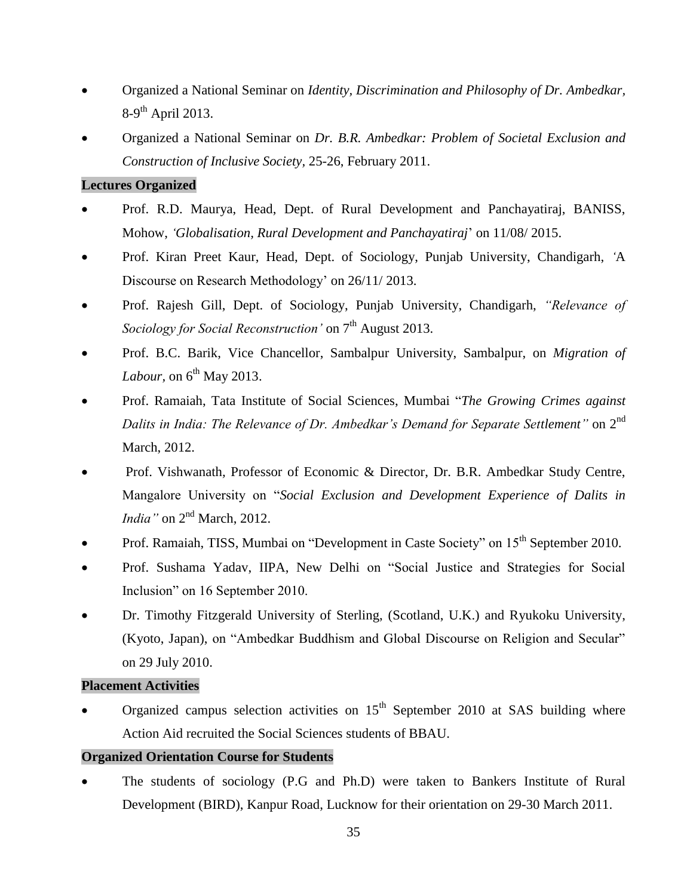- Organized a National Seminar on *Identity, Discrimination and Philosophy of Dr. Ambedkar,* 8-9th April 2013.
- Organized a National Seminar on *Dr. B.R. Ambedkar: Problem of Societal Exclusion and Construction of Inclusive Society*, 25-26, February 2011.

**Lectures Organized**

- Prof. R.D. Maurya, Head, Dept. of Rural Development and Panchayatiraj, BANISS, Mohow, *'Globalisation, Rural Development and Panchayatiraj*' on 11/08/ 2015.
- Prof. Kiran Preet Kaur, Head, Dept. of Sociology, Punjab University, Chandigarh, 'A Discourse on Research Methodology' on 26/11/ 2013.
- Prof. Rajesh Gill, Dept. of Sociology, Punjab University, Chandigarh, *"Relevance of Sociology for Social Reconstruction'* on 7th August 2013.
- Prof. B.C. Barik, Vice Chancellor, Sambalpur University, Sambalpur, on *Migration of Labour*, on 6th May 2013.
- Prof. Ramaiah, Tata Institute of Social Sciences, Mumbai "*The Growing Crimes against Dalits in India: The Relevance of Dr. Ambedkar's Demand for Separate Settlement"* on 2nd March, 2012.
- Prof. Vishwanath, Professor of Economic & Director, Dr. B.R. Ambedkar Study Centre, Mangalore University on "*Social Exclusion and Development Experience of Dalits in India"* on 2nd March, 2012.
- Prof. Ramaiah, TISS, Mumbai on "Development in Caste Society" on 15th September 2010.
- Prof. Sushama Yadav, IIPA, New Delhi on "Social Justice and Strategies for Social Inclusion" on 16 September 2010.
- Dr. Timothy Fitzgerald University of Sterling, (Scotland, U.K.) and Ryukoku University, (Kyoto, Japan), on "Ambedkar Buddhism and Global Discourse on Religion and Secular" on 29 July 2010.

**Placement Activities**

- Organized campus selection activities on 15th September 2010 at SAS building where Action Aid recruited the Social Sciences students of BBAU.

**Organized Orientation Course for Students**

- The students of sociology (P.G and Ph.D) were taken to Bankers Institute of Rural Development (BIRD), Kanpur Road, Lucknow for their orientation on 29-30 March 2011.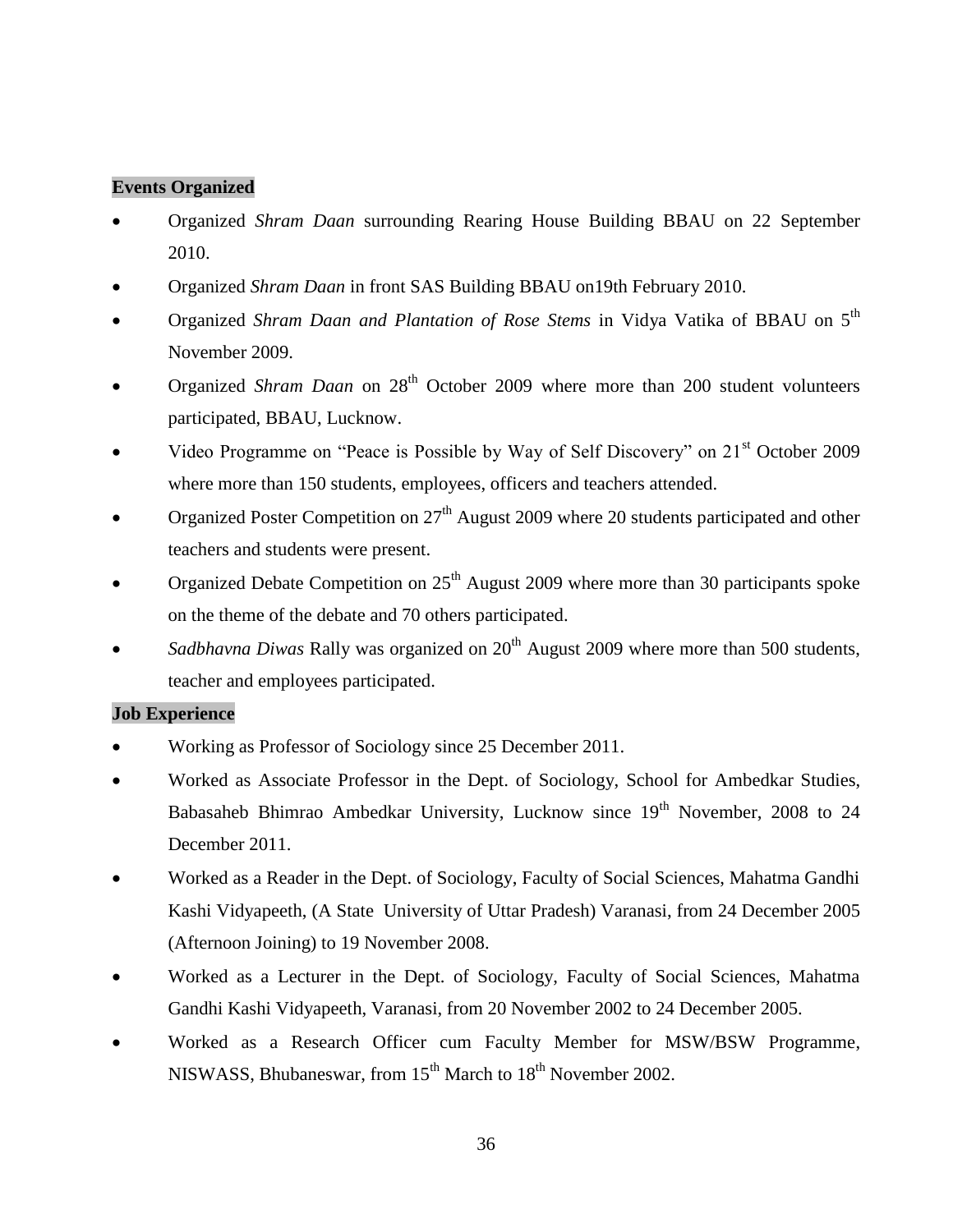**Events Organized**

- Organized *Shram Daan* surrounding Rearing House Building BBAU on 22 September 2010.
- Organized *Shram Daan* in front SAS Building BBAU on19th February 2010.
- Organized *Shram Daan and Plantation of Rose Stems* in Vidya Vatika of BBAU on 5th November 2009.
- Organized *Shram Daan* on 28th October 2009 where more than 200 student volunteers participated, BBAU, Lucknow.
- Video Programme on "Peace is Possible by Way of Self Discovery" on 21st October 2009 where more than 150 students, employees, officers and teachers attended.
- Organized Poster Competition on 27th August 2009 where 20 students participated and other teachers and students were present.
- Organized Debate Competition on 25th August 2009 where more than 30 participants spoke on the theme of the debate and 70 others participated.
- *Sadbhavna Diwas* Rally was organized on 20th August 2009 where more than 500 students, teacher and employees participated.

**Job Experience**

- Working as Professor of Sociology since 25 December 2011.
- Worked as Associate Professor in the Dept. of Sociology, School for Ambedkar Studies, Babasaheb Bhimrao Ambedkar University, Lucknow since 19th November, 2008 to 24 December 2011.
- Worked as a Reader in the Dept. of Sociology, Faculty of Social Sciences, Mahatma Gandhi Kashi Vidyapeeth, (A State University of Uttar Pradesh) Varanasi, from 24 December 2005 (Afternoon Joining) to 19 November 2008.
- Worked as a Lecturer in the Dept. of Sociology, Faculty of Social Sciences, Mahatma Gandhi Kashi Vidyapeeth, Varanasi, from 20 November 2002 to 24 December 2005.
- Worked as a Research Officer cum Faculty Member for MSW/BSW Programme, NISWASS, Bhubaneswar, from 15th March to 18th November 2002.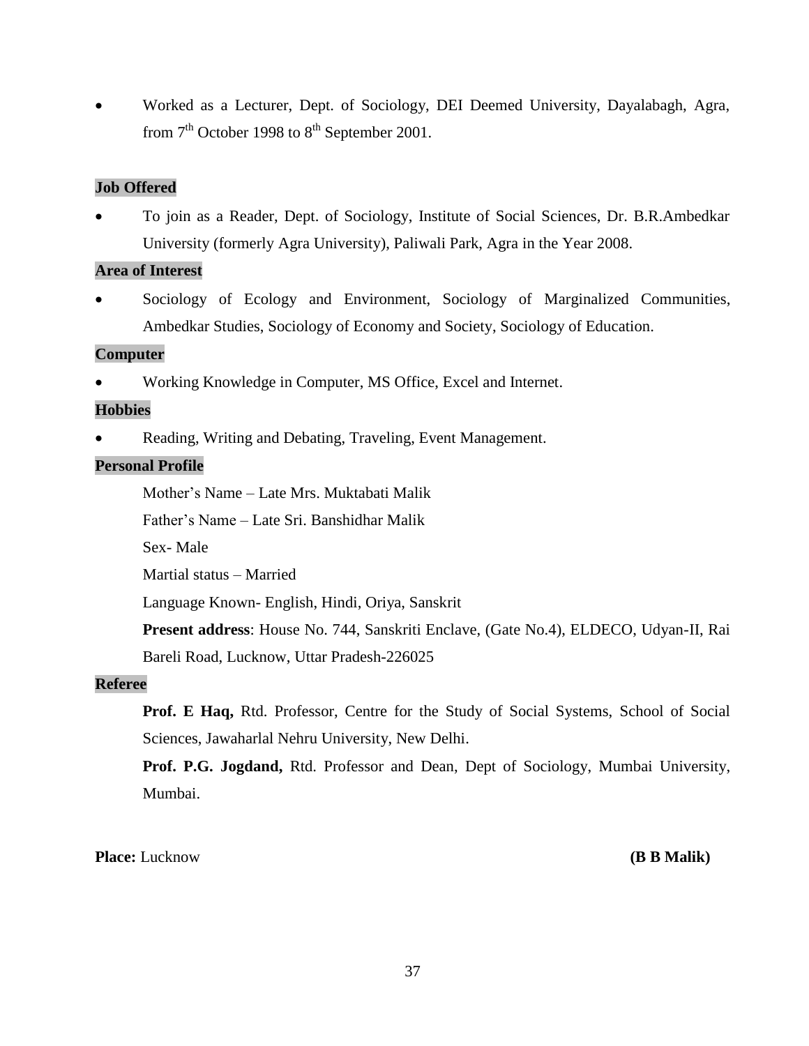- Worked as a Lecturer, Dept. of Sociology, DEI Deemed University, Dayalabagh, Agra, from 7th October 1998 to 8th September 2001.

**Job Offered**

- To join as a Reader, Dept. of Sociology, Institute of Social Sciences, Dr. B.R.Ambedkar University (formerly Agra University), Paliwali Park, Agra in the Year 2008.

**Area of Interest**

- Sociology of Ecology and Environment, Sociology of Marginalized Communities, Ambedkar Studies, Sociology of Economy and Society, Sociology of Education.

**Computer**

- Working Knowledge in Computer, MS Office, Excel and Internet.

**Hobbies**

- Reading, Writing and Debating, Traveling, Event Management.

**Personal Profile**

Mother's Name – Late Mrs. Muktabati Malik

Father's Name – Late Sri. Banshidhar Malik

Sex- Male

Martial status – Married

Language Known- English, Hindi, Oriya, Sanskrit

**Present address**: House No. 744, Sanskriti Enclave, (Gate No.4), ELDECO, Udyan-II, Rai Bareli Road, Lucknow, Uttar Pradesh-226025

**Referee**

**Prof. E Haq,** Rtd. Professor, Centre for the Study of Social Systems, School of Social Sciences, Jawaharlal Nehru University, New Delhi.

**Prof. P.G. Jogdand,** Rtd. Professor and Dean, Dept of Sociology, Mumbai University, Mumbai.

**Place:** Lucknow **(B B Malik)**